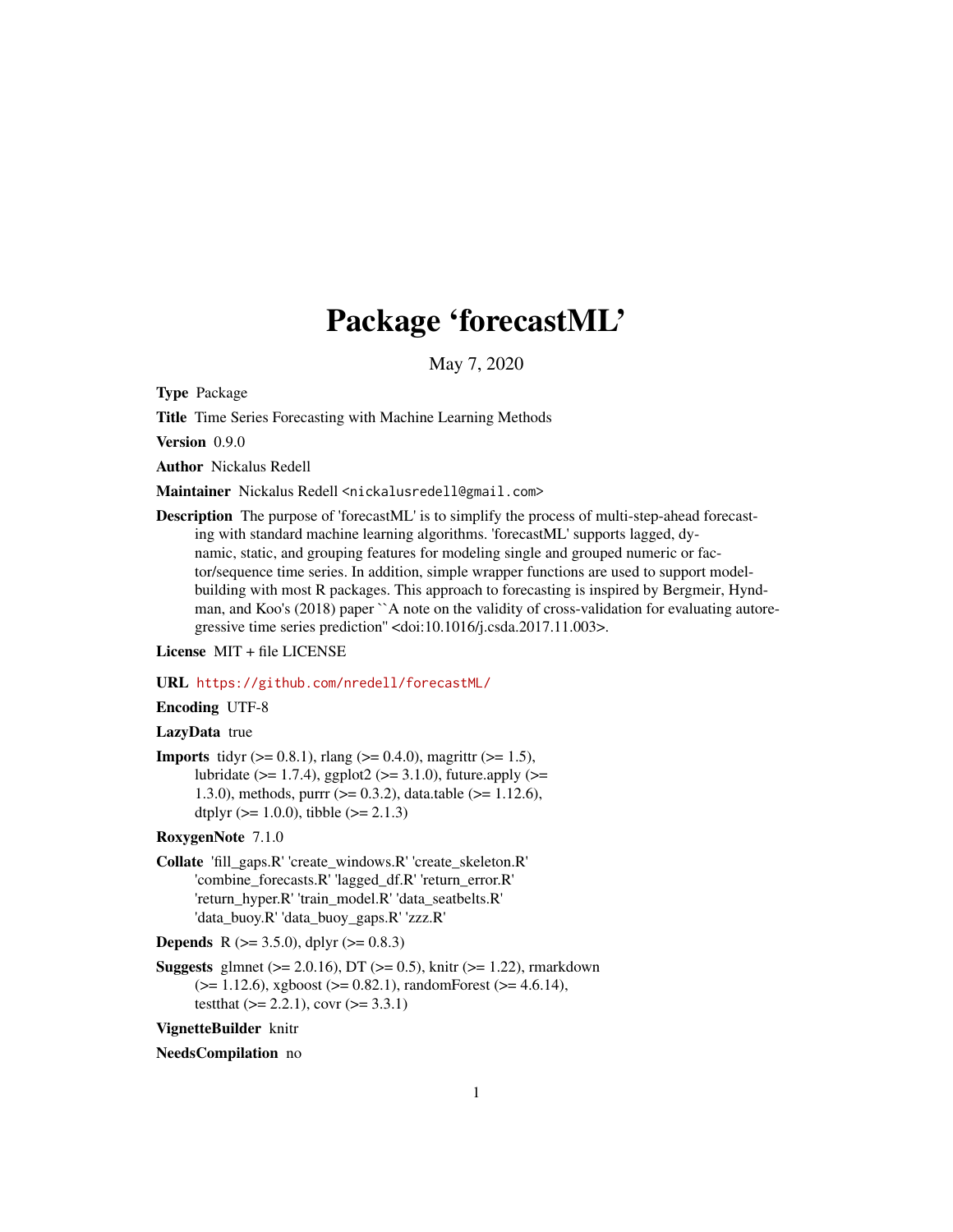# Package 'forecastML'

May 7, 2020

**Type** Package

**Title** Time Series Forecasting with Machine Learning Methods

**Version** 0.9.0

**Author** Nickalus Redell

**Maintainer** Nickalus Redell <nickalusredell@gmail.com>

**Description** The purpose of 'forecastML' is to simplify the process of multi-step-ahead forecasting with standard machine learning algorithms. 'forecastML' supports lagged, dynamic, static, and grouping features for modeling single and grouped numeric or factor/sequence time series. In addition, simple wrapper functions are used to support model-building with most R packages. This approach to forecasting is inspired by Bergmeir, Hyndman, and Koo's (2018) paper ``A note on the validity of cross-validation for evaluating autoregressive time series prediction'' <doi:10.1016/j.csda.2017.11.003>.

**License** MIT + file LICENSE

**URL** https://github.com/nredell/forecastML/

**Encoding** UTF-8

**LazyData** true

**Imports** tidyr (>= 0.8.1), rlang (>= 0.4.0), magrittr (>= 1.5), lubridate (>= 1.7.4), ggplot2 (>= 3.1.0), future.apply (>= 1.3.0), methods, purrr (>= 0.3.2), data.table (>= 1.12.6), dtplyr (>= 1.0.0), tibble (>= 2.1.3)

**RoxygenNote** 7.1.0

**Collate** 'fill_gaps.R' 'create_windows.R' 'create_skeleton.R' 'combine_forecasts.R' 'lagged_df.R' 'return_error.R' 'return_hyper.R' 'train_model.R' 'data_seatbelts.R' 'data_buoy.R' 'data_buoy_gaps.R' 'zzz.R'

**Depends** R (>= 3.5.0), dplyr (>= 0.8.3)

**Suggests** glmnet (>= 2.0.16), DT (>= 0.5), knitr (>= 1.22), rmarkdown (>= 1.12.6), xgboost (>= 0.82.1), randomForest (>= 4.6.14), testthat (>= 2.2.1), covr (>= 3.3.1)

**VignetteBuilder** knitr

**NeedsCompilation** no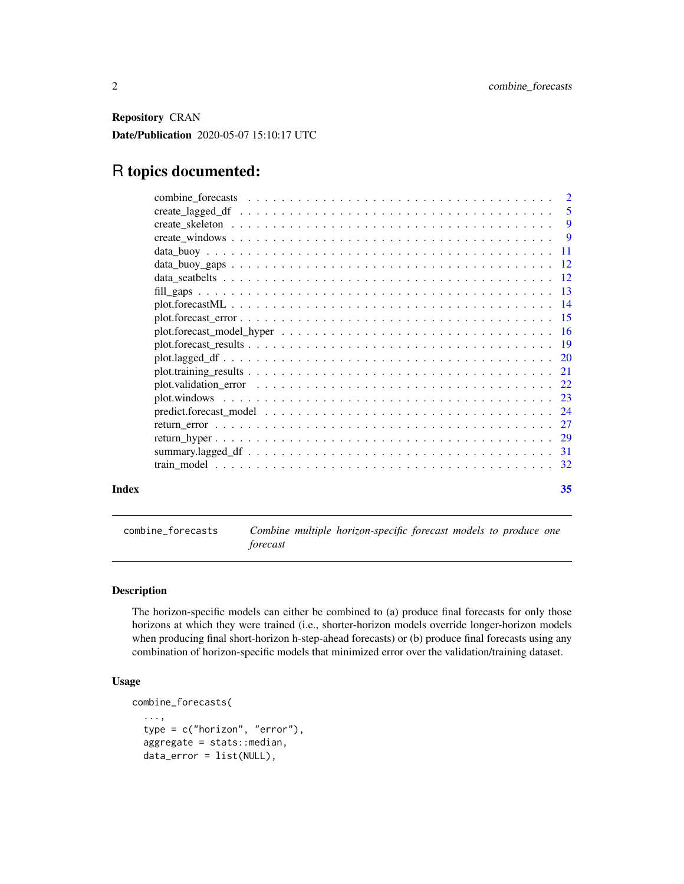**Repository** CRAN

**Date/Publication** 2020-05-07 15:10:17 UTC

# R topics documented:

- combine_forecasts . . . . . . . . . . . . . . . . . . . . . . . . . . . . . . . . . . . . . . 2
- create_lagged_df . . . . . . . . . . . . . . . . . . . . . . . . . . . . . . . . . . . . . . 5
- create_skeleton . . . . . . . . . . . . . . . . . . . . . . . . . . . . . . . . . . . . . . 9
- create_windows . . . . . . . . . . . . . . . . . . . . . . . . . . . . . . . . . . . . . . 9
- data_buoy . . . . . . . . . . . . . . . . . . . . . . . . . . . . . . . . . . . . . . 11
- data_buoy_gaps . . . . . . . . . . . . . . . . . . . . . . . . . . . . . . . . . . . . . . 12
- data_seatbelts . . . . . . . . . . . . . . . . . . . . . . . . . . . . . . . . . . . . . . 12
- fill_gaps . . . . . . . . . . . . . . . . . . . . . . . . . . . . . . . . . . . . . . 13
- plot.forecastML . . . . . . . . . . . . . . . . . . . . . . . . . . . . . . . . . . . . . . 14
- plot.forecast_error . . . . . . . . . . . . . . . . . . . . . . . . . . . . . . . . . . . . . . 15
- plot.forecast_model_hyper . . . . . . . . . . . . . . . . . . . . . . . . . . . . . . . . . . . . . . 16
- plot.forecast_results . . . . . . . . . . . . . . . . . . . . . . . . . . . . . . . . . . . . . . 19
- plot.lagged_df . . . . . . . . . . . . . . . . . . . . . . . . . . . . . . . . . . . . . . 20
- plot.training_results . . . . . . . . . . . . . . . . . . . . . . . . . . . . . . . . . . . . . . 21
- plot.validation_error . . . . . . . . . . . . . . . . . . . . . . . . . . . . . . . . . . . . . . 22
- plot.windows . . . . . . . . . . . . . . . . . . . . . . . . . . . . . . . . . . . . . . 23
- predict.forecast_model . . . . . . . . . . . . . . . . . . . . . . . . . . . . . . . . . . . . . . 24
- return_error . . . . . . . . . . . . . . . . . . . . . . . . . . . . . . . . . . . . . . 27
- return_hyper . . . . . . . . . . . . . . . . . . . . . . . . . . . . . . . . . . . . . . 29
- summary.lagged_df . . . . . . . . . . . . . . . . . . . . . . . . . . . . . . . . . . . . . . 31
- train_model . . . . . . . . . . . . . . . . . . . . . . . . . . . . . . . . . . . . . . 32

**Index** 35

---

## combine_forecasts — *Combine multiple horizon-specific forecast models to produce one forecast*

### Description

The horizon-specific models can either be combined to (a) produce final forecasts for only those horizons at which they were trained (i.e., shorter-horizon models override longer-horizon models when producing final short-horizon h-step-ahead forecasts) or (b) produce final forecasts using any combination of horizon-specific models that minimized error over the validation/training dataset.

### Usage

```
combine_forecasts(
  ...,
  type = c("horizon", "error"),
  aggregate = stats::median,
  data_error = list(NULL),
```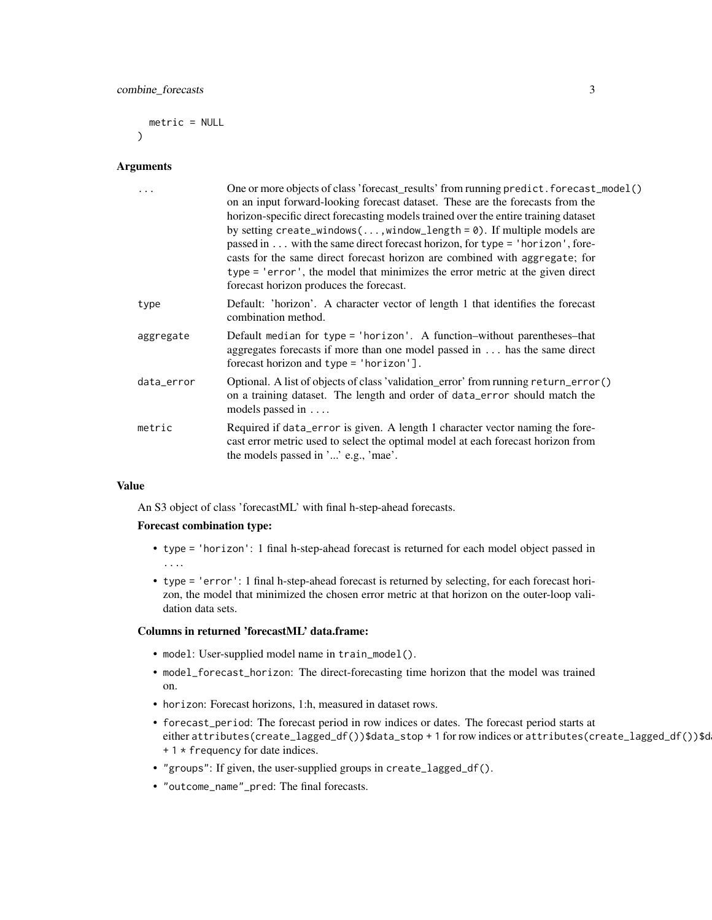```
  metric = NULL
)
```

### Arguments

| | |
|---|---|
| ... | One or more objects of class 'forecast_results' from running `predict.forecast_model()` on an input forward-looking forecast dataset. These are the forecasts from the horizon-specific direct forecasting models trained over the entire training dataset by setting `create_windows(...,window_length = 0)`. If multiple models are passed in ... with the same direct forecast horizon, for `type = 'horizon'`, forecasts for the same direct forecast horizon are combined with `aggregate`; for `type = 'error'`, the model that minimizes the error metric at the given direct forecast horizon produces the forecast. |
| type | Default: 'horizon'. A character vector of length 1 that identifies the forecast combination method. |
| aggregate | Default `median` for `type = 'horizon'`. A function–without parentheses–that aggregates forecasts if more than one model passed in ... has the same direct forecast horizon and `type = 'horizon'`]. |
| data_error | Optional. A list of objects of class 'validation_error' from running `return_error()` on a training dataset. The length and order of `data_error` should match the models passed in .... |
| metric | Required if `data_error` is given. A length 1 character vector naming the forecast error metric used to select the optimal model at each forecast horizon from the models passed in '...' e.g., 'mae'. |

### Value

An S3 object of class 'forecastML' with final h-step-ahead forecasts.

**Forecast combination type:**

- `type = 'horizon'`: 1 final h-step-ahead forecast is returned for each model object passed in ....
- `type = 'error'`: 1 final h-step-ahead forecast is returned by selecting, for each forecast horizon, the model that minimized the chosen error metric at that horizon on the outer-loop validation data sets.

**Columns in returned 'forecastML' data.frame:**

- `model`: User-supplied model name in `train_model()`.
- `model_forecast_horizon`: The direct-forecasting time horizon that the model was trained on.
- `horizon`: Forecast horizons, 1:h, measured in dataset rows.
- `forecast_period`: The forecast period in row indices or dates. The forecast period starts at either `attributes(create_lagged_df())$data_stop + 1` for row indices or `attributes(create_lagged_df())$d` `+ 1 * frequency` for date indices.
- `"groups"`: If given, the user-supplied groups in `create_lagged_df()`.
- `"outcome_name"_pred`: The final forecasts.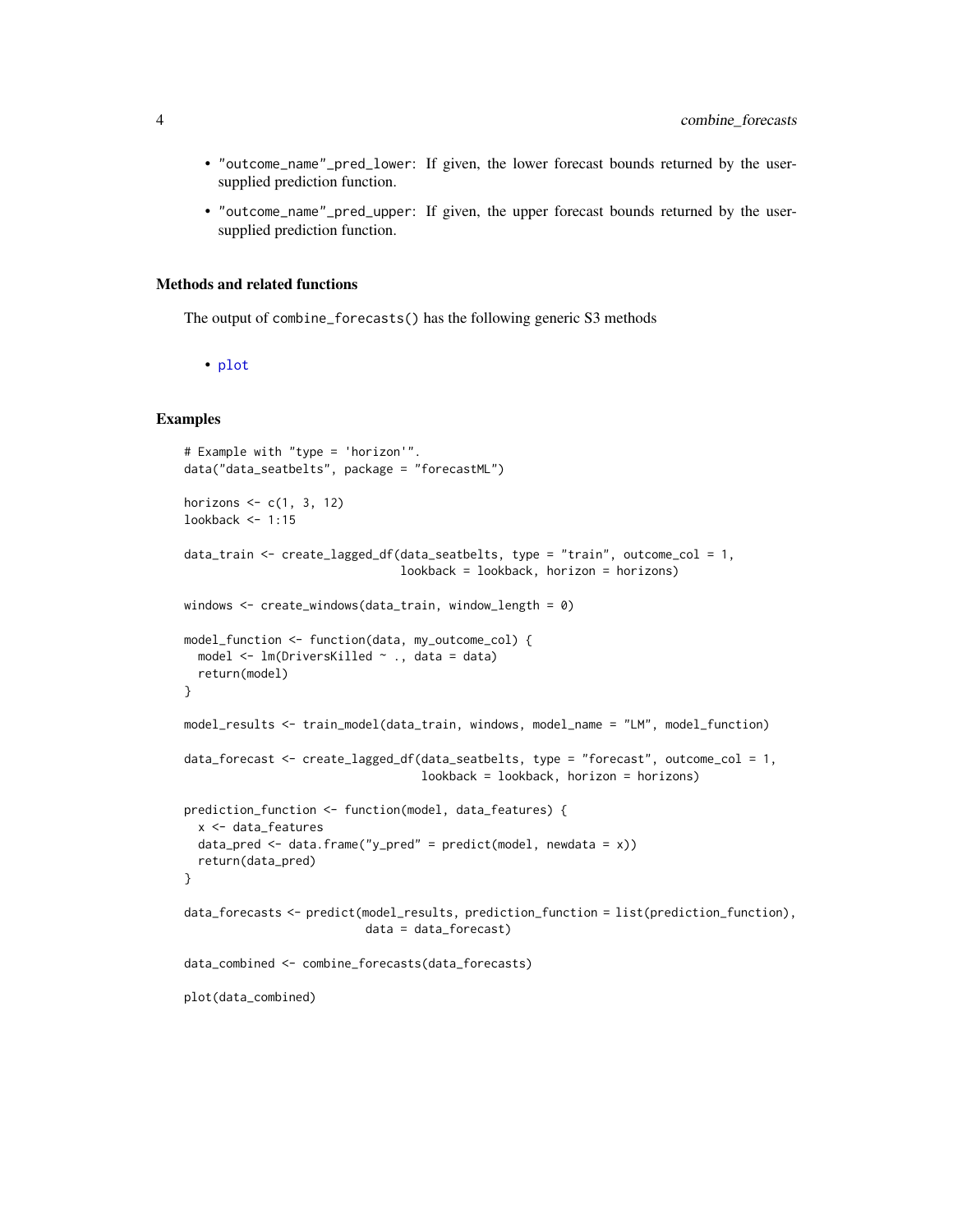- "outcome_name"_pred_lower: If given, the lower forecast bounds returned by the user-supplied prediction function.
- "outcome_name"_pred_upper: If given, the upper forecast bounds returned by the user-supplied prediction function.

## Methods and related functions

The output of combine_forecasts() has the following generic S3 methods

- plot

## Examples

```
# Example with "type = 'horizon'".
data("data_seatbelts", package = "forecastML")

horizons <- c(1, 3, 12)
lookback <- 1:15

data_train <- create_lagged_df(data_seatbelts, type = "train", outcome_col = 1,
                               lookback = lookback, horizon = horizons)

windows <- create_windows(data_train, window_length = 0)

model_function <- function(data, my_outcome_col) {
  model <- lm(DriversKilled ~ ., data = data)
  return(model)
}

model_results <- train_model(data_train, windows, model_name = "LM", model_function)

data_forecast <- create_lagged_df(data_seatbelts, type = "forecast", outcome_col = 1,
                                  lookback = lookback, horizon = horizons)

prediction_function <- function(model, data_features) {
  x <- data_features
  data_pred <- data.frame("y_pred" = predict(model, newdata = x))
  return(data_pred)
}

data_forecasts <- predict(model_results, prediction_function = list(prediction_function),
                          data = data_forecast)

data_combined <- combine_forecasts(data_forecasts)

plot(data_combined)
```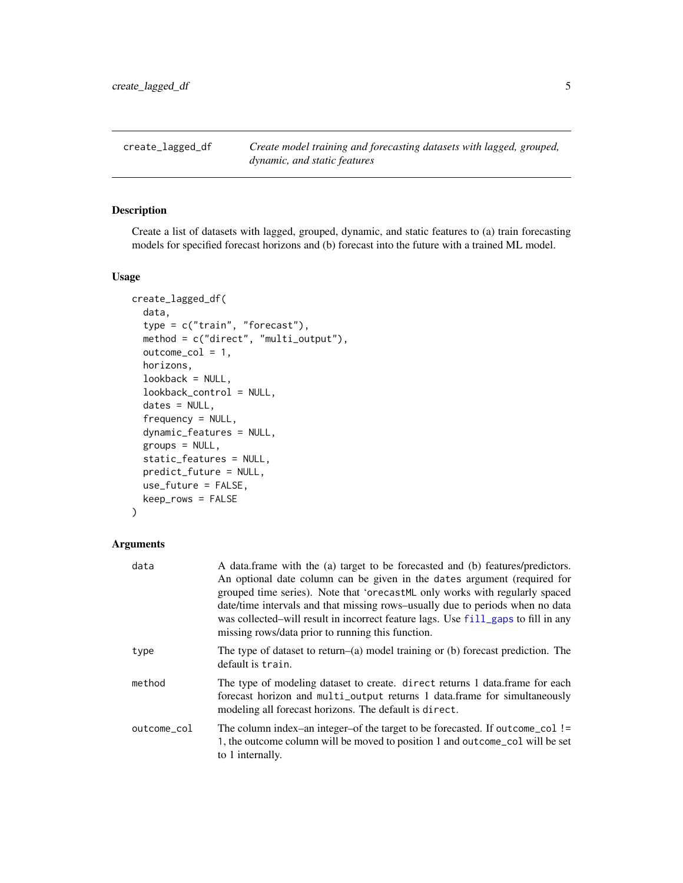## create_lagged_df — *Create model training and forecasting datasets with lagged, grouped, dynamic, and static features*

### Description

Create a list of datasets with lagged, grouped, dynamic, and static features to (a) train forecasting models for specified forecast horizons and (b) forecast into the future with a trained ML model.

### Usage

```
create_lagged_df(
  data,
  type = c("train", "forecast"),
  method = c("direct", "multi_output"),
  outcome_col = 1,
  horizons,
  lookback = NULL,
  lookback_control = NULL,
  dates = NULL,
  frequency = NULL,
  dynamic_features = NULL,
  groups = NULL,
  static_features = NULL,
  predict_future = NULL,
  use_future = FALSE,
  keep_rows = FALSE
)
```

### Arguments

| Argument | Description |
|---|---|
| `data` | A data.frame with the (a) target to be forecasted and (b) features/predictors. An optional date column can be given in the `dates` argument (required for grouped time series). Note that 'orecastML only works with regularly spaced date/time intervals and that missing rows–usually due to periods when no data was collected–will result in incorrect feature lags. Use `fill_gaps` to fill in any missing rows/data prior to running this function. |
| `type` | The type of dataset to return–(a) model training or (b) forecast prediction. The default is `train`. |
| `method` | The type of modeling dataset to create. `direct` returns 1 data.frame for each forecast horizon and `multi_output` returns 1 data.frame for simultaneously modeling all forecast horizons. The default is `direct`. |
| `outcome_col` | The column index–an integer–of the target to be forecasted. If `outcome_col != 1`, the outcome column will be moved to position 1 and `outcome_col` will be set to 1 internally. |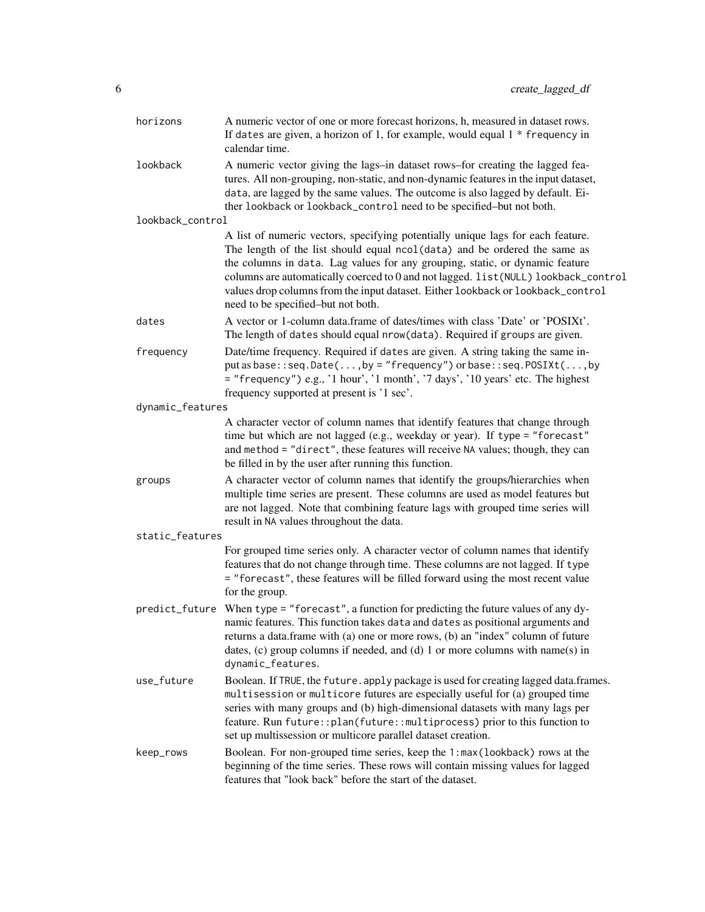`horizons`
: A numeric vector of one or more forecast horizons, h, measured in dataset rows. If `dates` are given, a horizon of 1, for example, would equal 1 * `frequency` in calendar time.

`lookback`
: A numeric vector giving the lags–in dataset rows–for creating the lagged features. All non-grouping, non-static, and non-dynamic features in the input dataset, `data`, are lagged by the same values. The outcome is also lagged by default. Either `lookback` or `lookback_control` need to be specified–but not both.

`lookback_control`
: A list of numeric vectors, specifying potentially unique lags for each feature. The length of the list should equal `ncol(data)` and be ordered the same as the columns in `data`. Lag values for any grouping, static, or dynamic feature columns are automatically coerced to 0 and not lagged. `list(NULL)` `lookback_control` values drop columns from the input dataset. Either `lookback` or `lookback_control` need to be specified–but not both.

`dates`
: A vector or 1-column data.frame of dates/times with class 'Date' or 'POSIXt'. The length of `dates` should equal `nrow(data)`. Required if `groups` are given.

`frequency`
: Date/time frequency. Required if `dates` are given. A string taking the same input as `base::seq.Date(...,by = "frequency")` or `base::seq.POSIXt(...,by = "frequency")` e.g., '1 hour', '1 month', '7 days', '10 years' etc. The highest frequency supported at present is '1 sec'.

`dynamic_features`
: A character vector of column names that identify features that change through time but which are not lagged (e.g., weekday or year). If `type = "forecast"` and `method = "direct"`, these features will receive `NA` values; though, they can be filled in by the user after running this function.

`groups`
: A character vector of column names that identify the groups/hierarchies when multiple time series are present. These columns are used as model features but are not lagged. Note that combining feature lags with grouped time series will result in `NA` values throughout the data.

`static_features`
: For grouped time series only. A character vector of column names that identify features that do not change through time. These columns are not lagged. If `type = "forecast"`, these features will be filled forward using the most recent value for the group.

`predict_future`
: When `type = "forecast"`, a function for predicting the future values of any dynamic features. This function takes `data` and `dates` as positional arguments and returns a data.frame with (a) one or more rows, (b) an "index" column of future dates, (c) group columns if needed, and (d) 1 or more columns with name(s) in `dynamic_features`.

`use_future`
: Boolean. If `TRUE`, the `future.apply` package is used for creating lagged data.frames. `multisession` or `multicore` futures are especially useful for (a) grouped time series with many groups and (b) high-dimensional datasets with many lags per feature. Run `future::plan(future::multiprocess)` prior to this function to set up multissession or multicore parallel dataset creation.

`keep_rows`
: Boolean. For non-grouped time series, keep the `1:max(lookback)` rows at the beginning of the time series. These rows will contain missing values for lagged features that "look back" before the start of the dataset.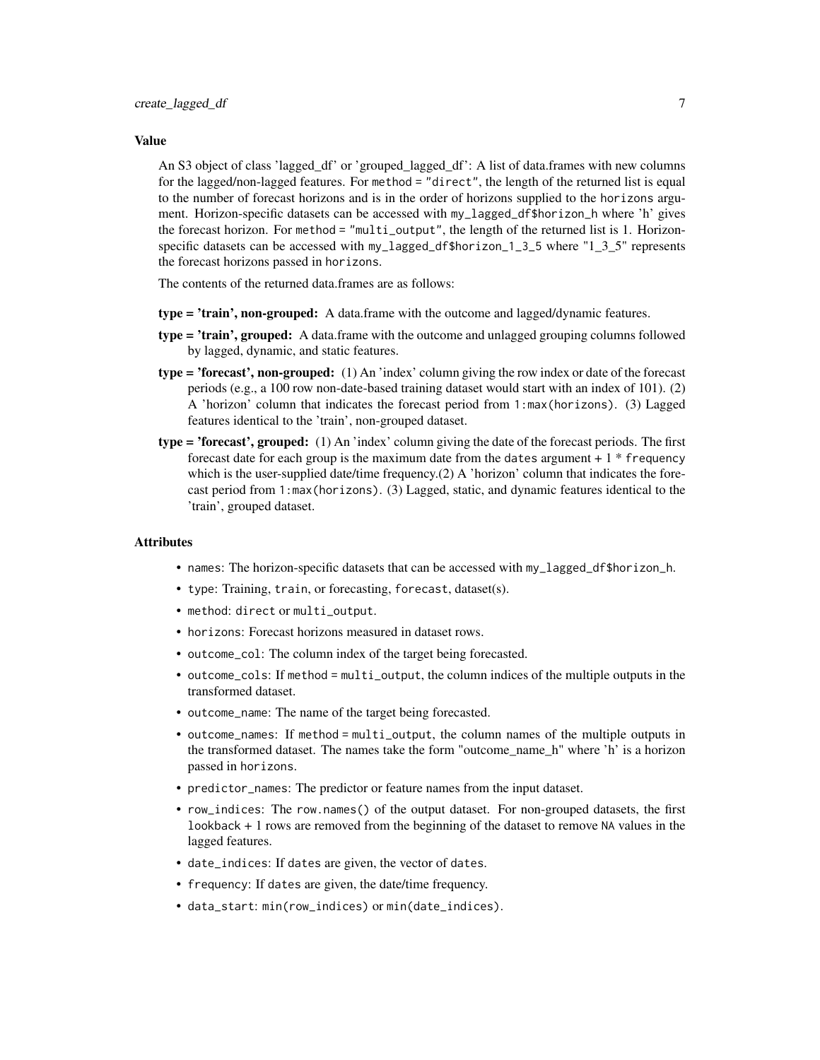### Value

An S3 object of class 'lagged_df' or 'grouped_lagged_df': A list of data.frames with new columns for the lagged/non-lagged features. For `method = "direct"`, the length of the returned list is equal to the number of forecast horizons and is in the order of horizons supplied to the `horizons` argument. Horizon-specific datasets can be accessed with `my_lagged_df$horizon_h` where 'h' gives the forecast horizon. For `method = "multi_output"`, the length of the returned list is 1. Horizon-specific datasets can be accessed with `my_lagged_df$horizon_1_3_5` where "1_3_5" represents the forecast horizons passed in `horizons`.

The contents of the returned data.frames are as follows:

**type = 'train', non-grouped:** A data.frame with the outcome and lagged/dynamic features.

**type = 'train', grouped:** A data.frame with the outcome and unlagged grouping columns followed by lagged, dynamic, and static features.

**type = 'forecast', non-grouped:** (1) An 'index' column giving the row index or date of the forecast periods (e.g., a 100 row non-date-based training dataset would start with an index of 101). (2) A 'horizon' column that indicates the forecast period from `1:max(horizons)`. (3) Lagged features identical to the 'train', non-grouped dataset.

**type = 'forecast', grouped:** (1) An 'index' column giving the date of the forecast periods. The first forecast date for each group is the maximum date from the `dates` argument + 1 * `frequency` which is the user-supplied date/time frequency.(2) A 'horizon' column that indicates the forecast period from `1:max(horizons)`. (3) Lagged, static, and dynamic features identical to the 'train', grouped dataset.

### Attributes

- `names`: The horizon-specific datasets that can be accessed with `my_lagged_df$horizon_h`.
- `type`: Training, `train`, or forecasting, `forecast`, dataset(s).
- `method`: `direct` or `multi_output`.
- `horizons`: Forecast horizons measured in dataset rows.
- `outcome_col`: The column index of the target being forecasted.
- `outcome_cols`: If `method = multi_output`, the column indices of the multiple outputs in the transformed dataset.
- `outcome_name`: The name of the target being forecasted.
- `outcome_names`: If `method = multi_output`, the column names of the multiple outputs in the transformed dataset. The names take the form "outcome_name_h" where 'h' is a horizon passed in `horizons`.
- `predictor_names`: The predictor or feature names from the input dataset.
- `row_indices`: The `row.names()` of the output dataset. For non-grouped datasets, the first `lookback` + 1 rows are removed from the beginning of the dataset to remove `NA` values in the lagged features.
- `date_indices`: If `dates` are given, the vector of `dates`.
- `frequency`: If `dates` are given, the date/time frequency.
- `data_start`: `min(row_indices)` or `min(date_indices)`.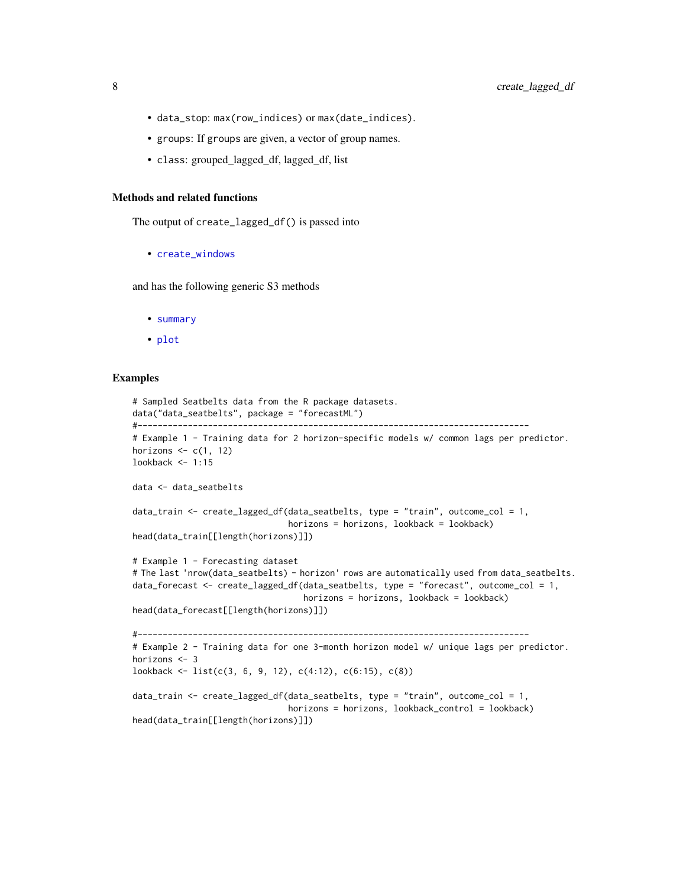- `data_stop`: `max(row_indices)` or `max(date_indices)`.
- `groups`: If `groups` are given, a vector of group names.
- `class`: grouped_lagged_df, lagged_df, list

### Methods and related functions

The output of `create_lagged_df()` is passed into

- `create_windows`

and has the following generic S3 methods

- `summary`
- `plot`

## Examples

```
# Sampled Seatbelts data from the R package datasets.
data("data_seatbelts", package = "forecastML")
#------------------------------------------------------------------------------
# Example 1 - Training data for 2 horizon-specific models w/ common lags per predictor.
horizons <- c(1, 12)
lookback <- 1:15

data <- data_seatbelts

data_train <- create_lagged_df(data_seatbelts, type = "train", outcome_col = 1,
                               horizons = horizons, lookback = lookback)
head(data_train[[length(horizons)]])

# Example 1 - Forecasting dataset
# The last 'nrow(data_seatbelts) - horizon' rows are automatically used from data_seatbelts.
data_forecast <- create_lagged_df(data_seatbelts, type = "forecast", outcome_col = 1,
                                  horizons = horizons, lookback = lookback)
head(data_forecast[[length(horizons)]])

#------------------------------------------------------------------------------
# Example 2 - Training data for one 3-month horizon model w/ unique lags per predictor.
horizons <- 3
lookback <- list(c(3, 6, 9, 12), c(4:12), c(6:15), c(8))

data_train <- create_lagged_df(data_seatbelts, type = "train", outcome_col = 1,
                               horizons = horizons, lookback_control = lookback)
head(data_train[[length(horizons)]])
```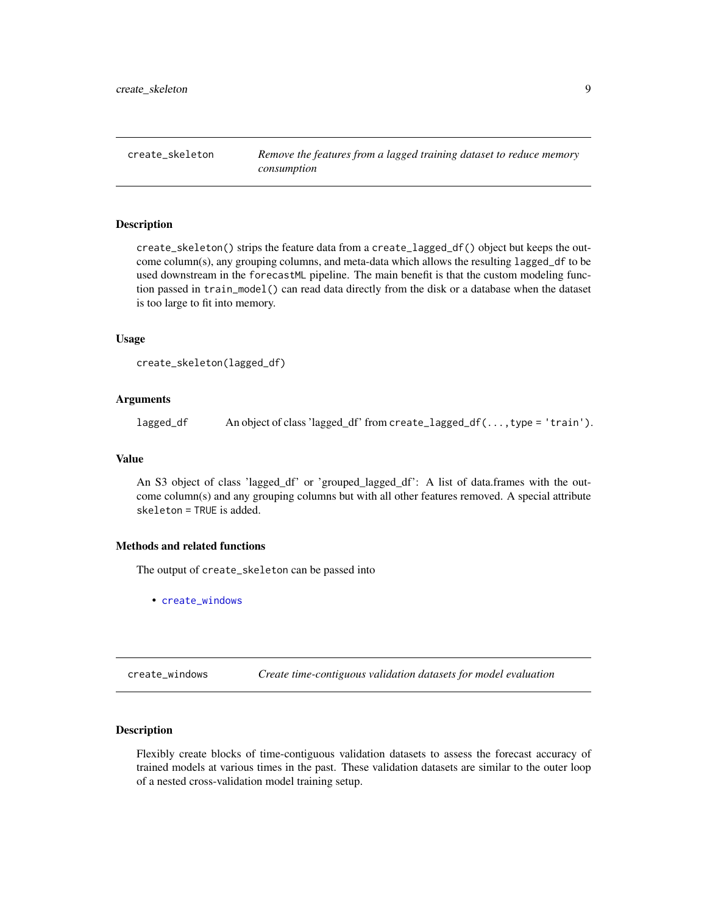## create_skeleton — *Remove the features from a lagged training dataset to reduce memory consumption*

### Description

`create_skeleton()` strips the feature data from a `create_lagged_df()` object but keeps the outcome column(s), any grouping columns, and meta-data which allows the resulting `lagged_df` to be used downstream in the `forecastML` pipeline. The main benefit is that the custom modeling function passed in `train_model()` can read data directly from the disk or a database when the dataset is too large to fit into memory.

### Usage

```
create_skeleton(lagged_df)
```

### Arguments

| | |
|---|---|
| `lagged_df` | An object of class 'lagged_df' from `create_lagged_df(..., type = 'train')`. |

### Value

An S3 object of class 'lagged_df' or 'grouped_lagged_df': A list of data.frames with the outcome column(s) and any grouping columns but with all other features removed. A special attribute `skeleton = TRUE` is added.

### Methods and related functions

The output of `create_skeleton` can be passed into

- `create_windows`

## create_windows — *Create time-contiguous validation datasets for model evaluation*

### Description

Flexibly create blocks of time-contiguous validation datasets to assess the forecast accuracy of trained models at various times in the past. These validation datasets are similar to the outer loop of a nested cross-validation model training setup.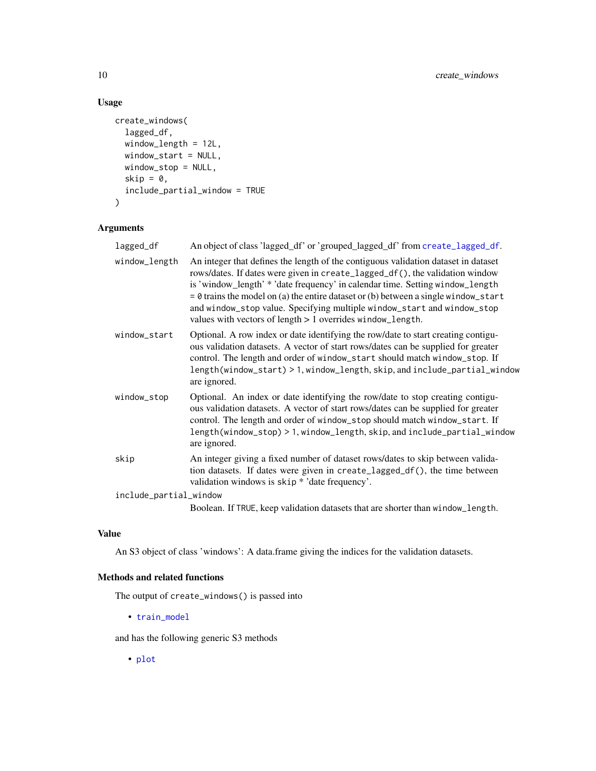### Usage

```
create_windows(
  lagged_df,
  window_length = 12L,
  window_start = NULL,
  window_stop = NULL,
  skip = 0,
  include_partial_window = TRUE
)
```

### Arguments

| | |
|---|---|
| lagged_df | An object of class 'lagged_df' or 'grouped_lagged_df' from create_lagged_df. |
| window_length | An integer that defines the length of the contiguous validation dataset in dataset rows/dates. If dates were given in `create_lagged_df()`, the validation window is 'window_length' * 'date frequency' in calendar time. Setting `window_length = 0` trains the model on (a) the entire dataset or (b) between a single `window_start` and `window_stop` value. Specifying multiple `window_start` and `window_stop` values with vectors of length > 1 overrides `window_length`. |
| window_start | Optional. A row index or date identifying the row/date to start creating contiguous validation datasets. A vector of start rows/dates can be supplied for greater control. The length and order of `window_start` should match `window_stop`. If `length(window_start) > 1`, `window_length`, `skip`, and `include_partial_window` are ignored. |
| window_stop | Optional. An index or date identifying the row/date to stop creating contiguous validation datasets. A vector of start rows/dates can be supplied for greater control. The length and order of `window_stop` should match `window_start`. If `length(window_stop) > 1`, `window_length`, `skip`, and `include_partial_window` are ignored. |
| skip | An integer giving a fixed number of dataset rows/dates to skip between validation datasets. If dates were given in `create_lagged_df()`, the time between validation windows is `skip` * 'date frequency'. |
| include_partial_window | Boolean. If `TRUE`, keep validation datasets that are shorter than `window_length`. |

### Value

An S3 object of class 'windows': A data.frame giving the indices for the validation datasets.

### Methods and related functions

The output of `create_windows()` is passed into

- train_model

and has the following generic S3 methods

- plot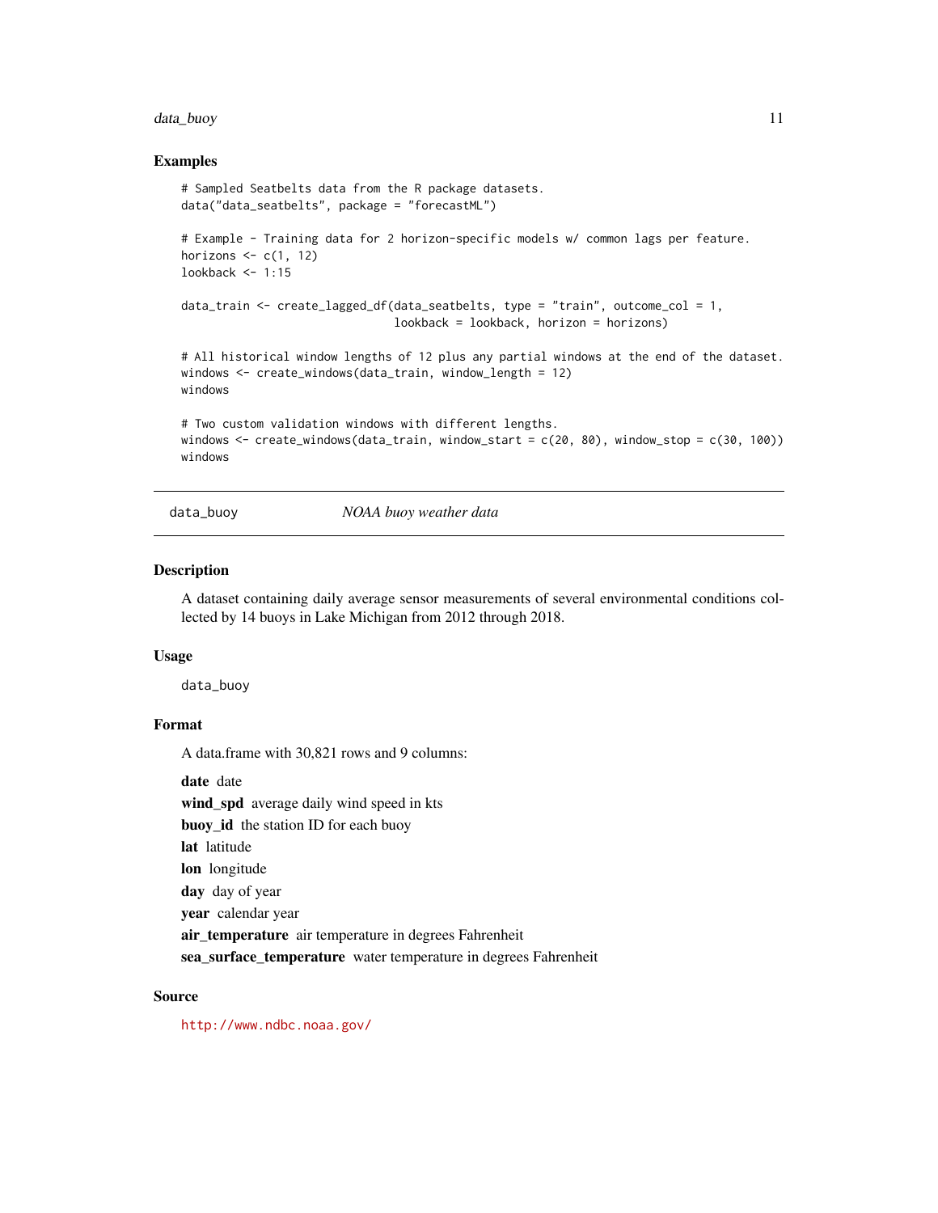### Examples

```
# Sampled Seatbelts data from the R package datasets.
data("data_seatbelts", package = "forecastML")

# Example - Training data for 2 horizon-specific models w/ common lags per feature.
horizons <- c(1, 12)
lookback <- 1:15

data_train <- create_lagged_df(data_seatbelts, type = "train", outcome_col = 1,
                               lookback = lookback, horizon = horizons)

# All historical window lengths of 12 plus any partial windows at the end of the dataset.
windows <- create_windows(data_train, window_length = 12)
windows

# Two custom validation windows with different lengths.
windows <- create_windows(data_train, window_start = c(20, 80), window_stop = c(30, 100))
windows
```

---

## data_buoy &emsp; *NOAA buoy weather data*

---

### Description

A dataset containing daily average sensor measurements of several environmental conditions collected by 14 buoys in Lake Michigan from 2012 through 2018.

### Usage

```
data_buoy
```

### Format

A data.frame with 30,821 rows and 9 columns:

**date** date

**wind_spd** average daily wind speed in kts

**buoy_id** the station ID for each buoy

**lat** latitude

**lon** longitude

**day** day of year

**year** calendar year

**air_temperature** air temperature in degrees Fahrenheit

**sea_surface_temperature** water temperature in degrees Fahrenheit

### Source

http://www.ndbc.noaa.gov/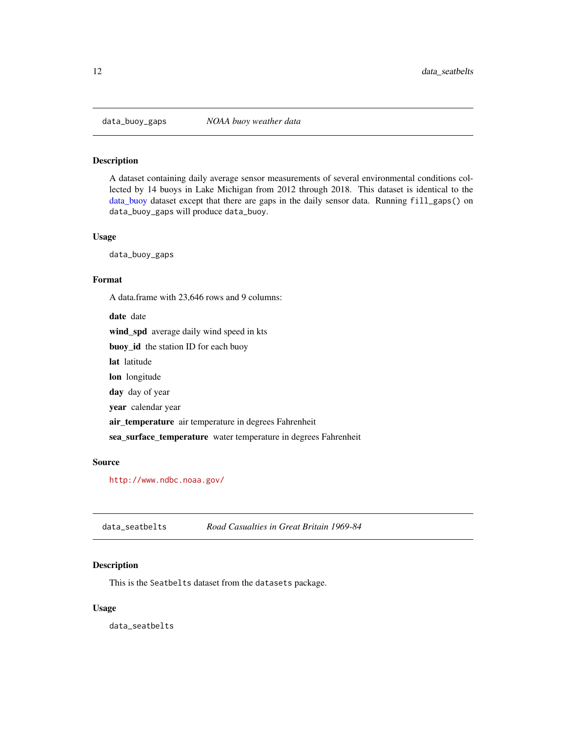## `data_buoy_gaps` *NOAA buoy weather data*

### Description

A dataset containing daily average sensor measurements of several environmental conditions collected by 14 buoys in Lake Michigan from 2012 through 2018. This dataset is identical to the data_buoy dataset except that there are gaps in the daily sensor data. Running `fill_gaps()` on `data_buoy_gaps` will produce `data_buoy`.

### Usage

```
data_buoy_gaps
```

### Format

A data.frame with 23,646 rows and 9 columns:

**date** date

**wind_spd** average daily wind speed in kts

**buoy_id** the station ID for each buoy

**lat** latitude

**lon** longitude

**day** day of year

**year** calendar year

**air_temperature** air temperature in degrees Fahrenheit

**sea_surface_temperature** water temperature in degrees Fahrenheit

### Source

http://www.ndbc.noaa.gov/

## `data_seatbelts` *Road Casualties in Great Britain 1969-84*

### Description

This is the `Seatbelts` dataset from the `datasets` package.

### Usage

```
data_seatbelts
```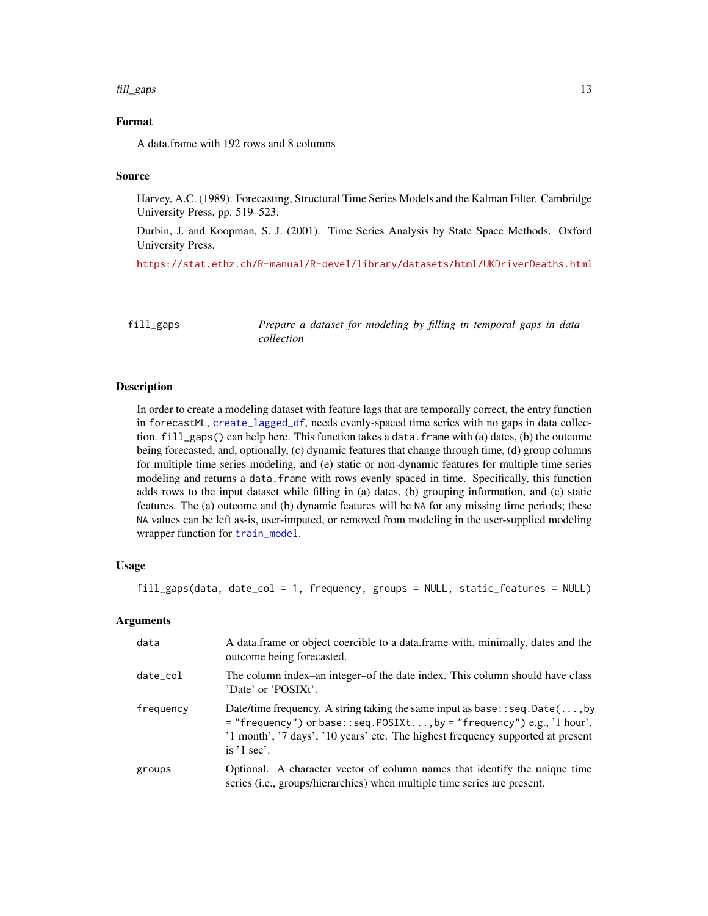### Format

A data.frame with 192 rows and 8 columns

### Source

Harvey, A.C. (1989). Forecasting, Structural Time Series Models and the Kalman Filter. Cambridge University Press, pp. 519–523.

Durbin, J. and Koopman, S. J. (2001). Time Series Analysis by State Space Methods. Oxford University Press.

https://stat.ethz.ch/R-manual/R-devel/library/datasets/html/UKDriverDeaths.html

---

## fill_gaps — *Prepare a dataset for modeling by filling in temporal gaps in data collection*

### Description

In order to create a modeling dataset with feature lags that are temporally correct, the entry function in `forecastML`, `create_lagged_df`, needs evenly-spaced time series with no gaps in data collection. `fill_gaps()` can help here. This function takes a `data.frame` with (a) dates, (b) the outcome being forecasted, and, optionally, (c) dynamic features that change through time, (d) group columns for multiple time series modeling, and (e) static or non-dynamic features for multiple time series modeling and returns a `data.frame` with rows evenly spaced in time. Specifically, this function adds rows to the input dataset while filling in (a) dates, (b) grouping information, and (c) static features. The (a) outcome and (b) dynamic features will be `NA` for any missing time periods; these `NA` values can be left as-is, user-imputed, or removed from modeling in the user-supplied modeling wrapper function for `train_model`.

### Usage

```
fill_gaps(data, date_col = 1, frequency, groups = NULL, static_features = NULL)
```

### Arguments

| | |
|---|---|
| `data` | A data.frame or object coercible to a data.frame with, minimally, dates and the outcome being forecasted. |
| `date_col` | The column index–an integer–of the date index. This column should have class 'Date' or 'POSIXt'. |
| `frequency` | Date/time frequency. A string taking the same input as `base::seq.Date(...,by = "frequency")` or `base::seq.POSIXt...,by = "frequency")` e.g., '1 hour', '1 month', '7 days', '10 years' etc. The highest frequency supported at present is '1 sec'. |
| `groups` | Optional. A character vector of column names that identify the unique time series (i.e., groups/hierarchies) when multiple time series are present. |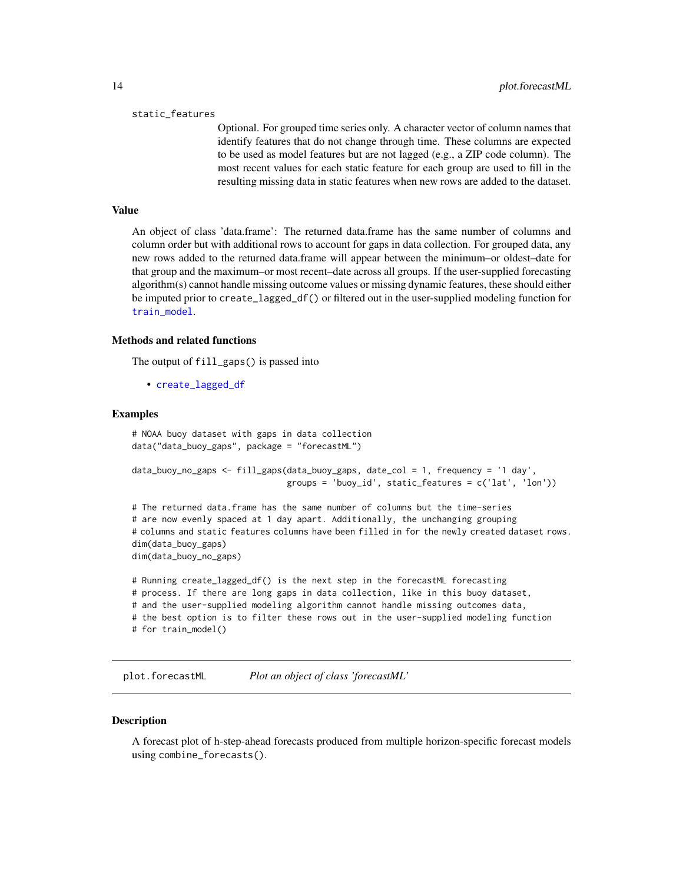static_features
: Optional. For grouped time series only. A character vector of column names that identify features that do not change through time. These columns are expected to be used as model features but are not lagged (e.g., a ZIP code column). The most recent values for each static feature for each group are used to fill in the resulting missing data in static features when new rows are added to the dataset.

### Value

An object of class 'data.frame': The returned data.frame has the same number of columns and column order but with additional rows to account for gaps in data collection. For grouped data, any new rows added to the returned data.frame will appear between the minimum–or oldest–date for that group and the maximum–or most recent–date across all groups. If the user-supplied forecasting algorithm(s) cannot handle missing outcome values or missing dynamic features, these should either be imputed prior to `create_lagged_df()` or filtered out in the user-supplied modeling function for `train_model`.

### Methods and related functions

The output of `fill_gaps()` is passed into

- `create_lagged_df`

### Examples

```
# NOAA buoy dataset with gaps in data collection
data("data_buoy_gaps", package = "forecastML")

data_buoy_no_gaps <- fill_gaps(data_buoy_gaps, date_col = 1, frequency = '1 day',
                               groups = 'buoy_id', static_features = c('lat', 'lon'))

# The returned data.frame has the same number of columns but the time-series
# are now evenly spaced at 1 day apart. Additionally, the unchanging grouping
# columns and static features columns have been filled in for the newly created dataset rows.
dim(data_buoy_gaps)
dim(data_buoy_no_gaps)

# Running create_lagged_df() is the next step in the forecastML forecasting
# process. If there are long gaps in data collection, like in this buoy dataset,
# and the user-supplied modeling algorithm cannot handle missing outcomes data,
# the best option is to filter these rows out in the user-supplied modeling function
# for train_model()
```

## plot.forecastML    *Plot an object of class 'forecastML'*

### Description

A forecast plot of h-step-ahead forecasts produced from multiple horizon-specific forecast models using `combine_forecasts()`.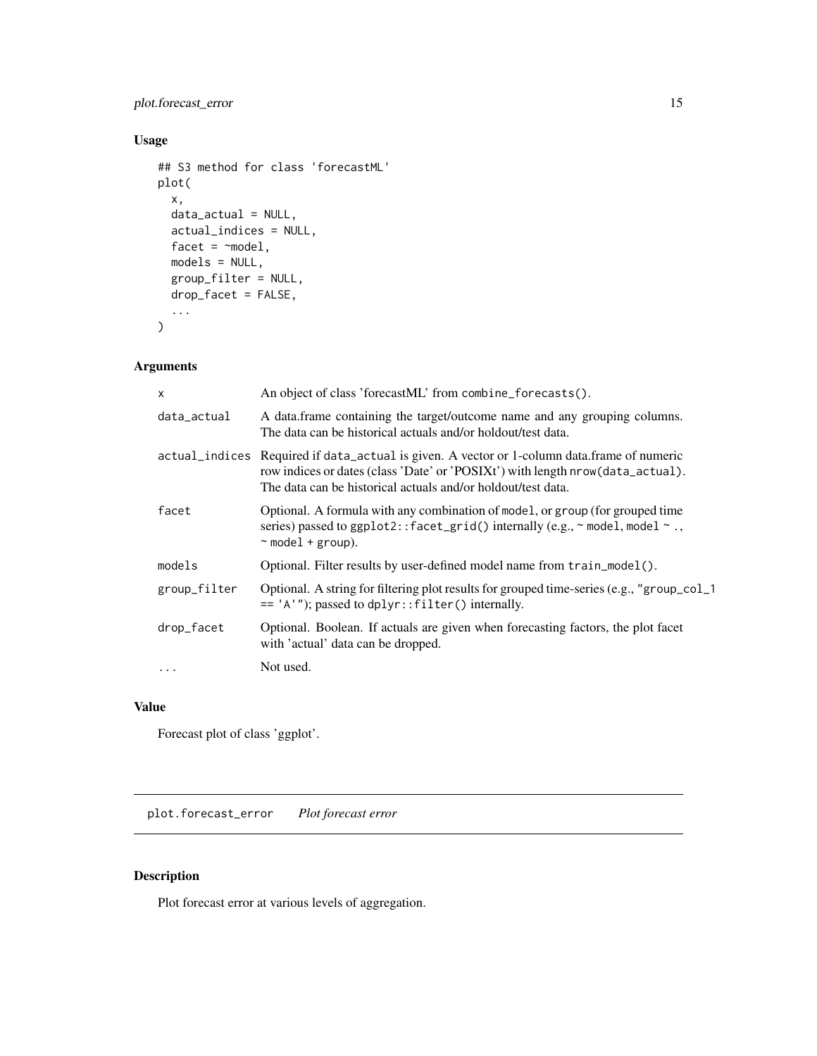## Usage

```
## S3 method for class 'forecastML'
plot(
  x,
  data_actual = NULL,
  actual_indices = NULL,
  facet = ~model,
  models = NULL,
  group_filter = NULL,
  drop_facet = FALSE,
  ...
)
```

## Arguments

| | |
|---|---|
| x | An object of class 'forecastML' from `combine_forecasts()`. |
| data_actual | A data.frame containing the target/outcome name and any grouping columns. The data can be historical actuals and/or holdout/test data. |
| actual_indices | Required if `data_actual` is given. A vector or 1-column data.frame of numeric row indices or dates (class 'Date' or 'POSIXt') with length `nrow(data_actual)`. The data can be historical actuals and/or holdout/test data. |
| facet | Optional. A formula with any combination of `model`, or `group` (for grouped time series) passed to `ggplot2::facet_grid()` internally (e.g., `~ model`, `model ~ .`, `~ model + group`). |
| models | Optional. Filter results by user-defined model name from `train_model()`. |
| group_filter | Optional. A string for filtering plot results for grouped time-series (e.g., `"group_col_1 == 'A'"`); passed to `dplyr::filter()` internally. |
| drop_facet | Optional. Boolean. If actuals are given when forecasting factors, the plot facet with 'actual' data can be dropped. |
| ... | Not used. |

## Value

Forecast plot of class 'ggplot'.

---

# plot.forecast_error *Plot forecast error*

---

## Description

Plot forecast error at various levels of aggregation.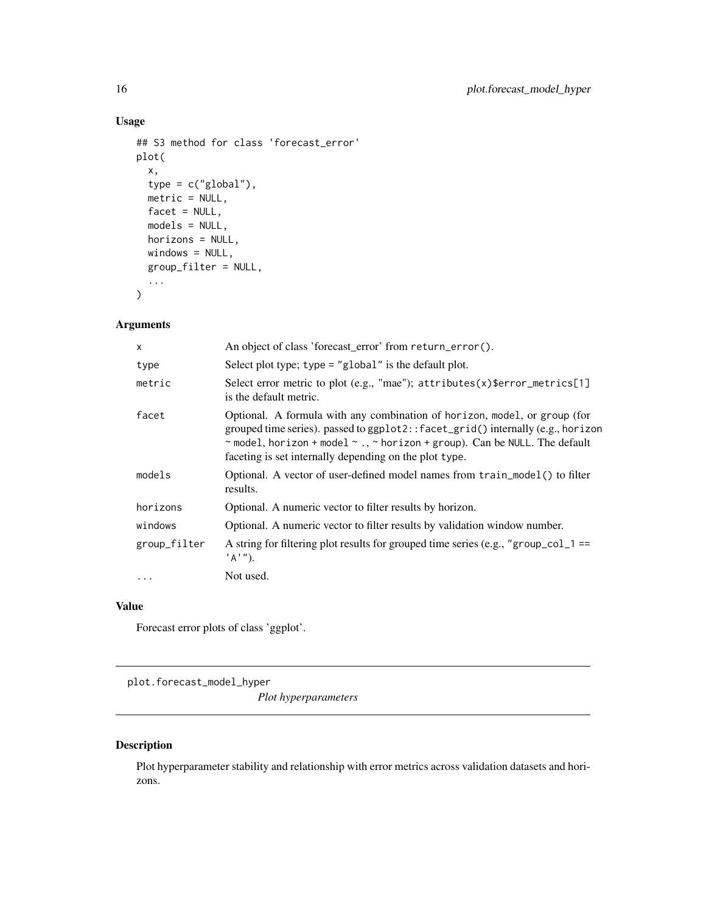## Usage

```
## S3 method for class 'forecast_error'
plot(
  x,
  type = c("global"),
  metric = NULL,
  facet = NULL,
  models = NULL,
  horizons = NULL,
  windows = NULL,
  group_filter = NULL,
  ...
)
```

## Arguments

| | |
|---|---|
| x | An object of class 'forecast_error' from `return_error()`. |
| type | Select plot type; `type = "global"` is the default plot. |
| metric | Select error metric to plot (e.g., "mae"); `attributes(x)$error_metrics[1]` is the default metric. |
| facet | Optional. A formula with any combination of `horizon`, `model`, or `group` (for grouped time series). passed to `ggplot2::facet_grid()` internally (e.g., `horizon ~ model`, `horizon + model ~ .`, `~ horizon + group`). Can be `NULL`. The default faceting is set internally depending on the plot `type`. |
| models | Optional. A vector of user-defined model names from `train_model()` to filter results. |
| horizons | Optional. A numeric vector to filter results by horizon. |
| windows | Optional. A numeric vector to filter results by validation window number. |
| group_filter | A string for filtering plot results for grouped time series (e.g., `"group_col_1 == 'A'"`). |
| ... | Not used. |

## Value

Forecast error plots of class 'ggplot'.

---

# plot.forecast_model_hyper

*Plot hyperparameters*

## Description

Plot hyperparameter stability and relationship with error metrics across validation datasets and horizons.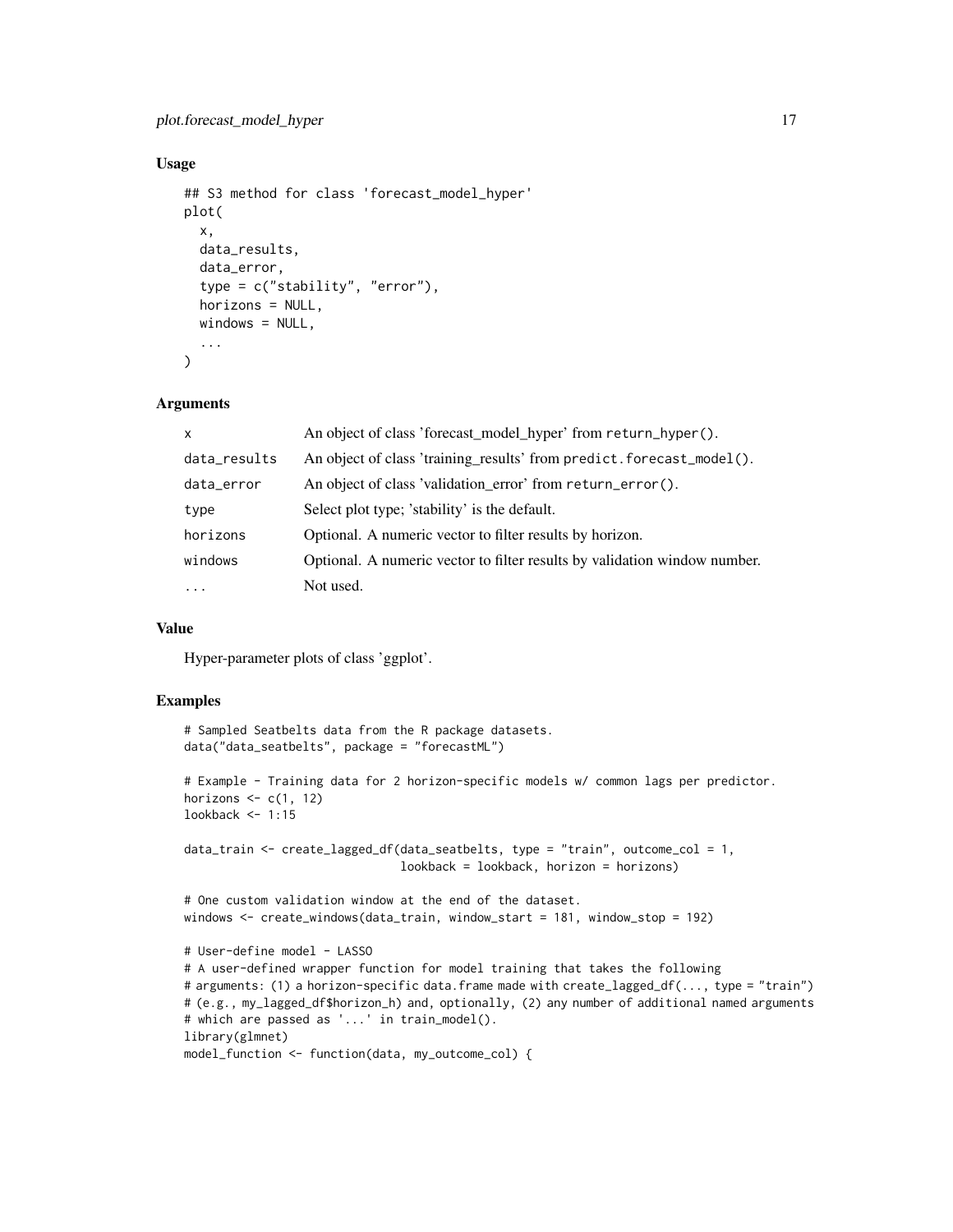### Usage

```
## S3 method for class 'forecast_model_hyper'
plot(
  x,
  data_results,
  data_error,
  type = c("stability", "error"),
  horizons = NULL,
  windows = NULL,
  ...
)
```

### Arguments

| | |
|---|---|
| x | An object of class 'forecast_model_hyper' from return_hyper(). |
| data_results | An object of class 'training_results' from predict.forecast_model(). |
| data_error | An object of class 'validation_error' from return_error(). |
| type | Select plot type; 'stability' is the default. |
| horizons | Optional. A numeric vector to filter results by horizon. |
| windows | Optional. A numeric vector to filter results by validation window number. |
| ... | Not used. |

### Value

Hyper-parameter plots of class 'ggplot'.

### Examples

```
# Sampled Seatbelts data from the R package datasets.
data("data_seatbelts", package = "forecastML")

# Example - Training data for 2 horizon-specific models w/ common lags per predictor.
horizons <- c(1, 12)
lookback <- 1:15

data_train <- create_lagged_df(data_seatbelts, type = "train", outcome_col = 1,
                               lookback = lookback, horizon = horizons)

# One custom validation window at the end of the dataset.
windows <- create_windows(data_train, window_start = 181, window_stop = 192)

# User-define model - LASSO
# A user-defined wrapper function for model training that takes the following
# arguments: (1) a horizon-specific data.frame made with create_lagged_df(..., type = "train")
# (e.g., my_lagged_df$horizon_h) and, optionally, (2) any number of additional named arguments
# which are passed as '...' in train_model().
library(glmnet)
model_function <- function(data, my_outcome_col) {
```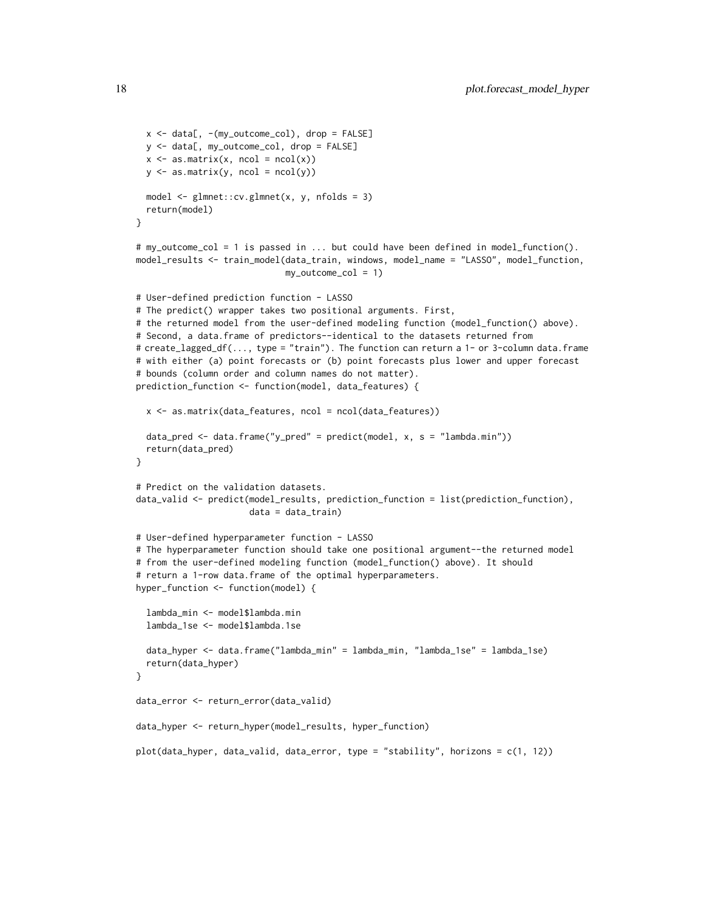```
  x <- data[, -(my_outcome_col), drop = FALSE]
  y <- data[, my_outcome_col, drop = FALSE]
  x <- as.matrix(x, ncol = ncol(x))
  y <- as.matrix(y, ncol = ncol(y))

  model <- glmnet::cv.glmnet(x, y, nfolds = 3)
  return(model)
}

# my_outcome_col = 1 is passed in ... but could have been defined in model_function().
model_results <- train_model(data_train, windows, model_name = "LASSO", model_function,
                             my_outcome_col = 1)

# User-defined prediction function - LASSO
# The predict() wrapper takes two positional arguments. First,
# the returned model from the user-defined modeling function (model_function() above).
# Second, a data.frame of predictors--identical to the datasets returned from
# create_lagged_df(..., type = "train"). The function can return a 1- or 3-column data.frame
# with either (a) point forecasts or (b) point forecasts plus lower and upper forecast
# bounds (column order and column names do not matter).
prediction_function <- function(model, data_features) {

  x <- as.matrix(data_features, ncol = ncol(data_features))

  data_pred <- data.frame("y_pred" = predict(model, x, s = "lambda.min"))
  return(data_pred)
}

# Predict on the validation datasets.
data_valid <- predict(model_results, prediction_function = list(prediction_function),
                      data = data_train)

# User-defined hyperparameter function - LASSO
# The hyperparameter function should take one positional argument--the returned model
# from the user-defined modeling function (model_function() above). It should
# return a 1-row data.frame of the optimal hyperparameters.
hyper_function <- function(model) {

  lambda_min <- model$lambda.min
  lambda_1se <- model$lambda.1se

  data_hyper <- data.frame("lambda_min" = lambda_min, "lambda_1se" = lambda_1se)
  return(data_hyper)
}

data_error <- return_error(data_valid)

data_hyper <- return_hyper(model_results, hyper_function)

plot(data_hyper, data_valid, data_error, type = "stability", horizons = c(1, 12))
```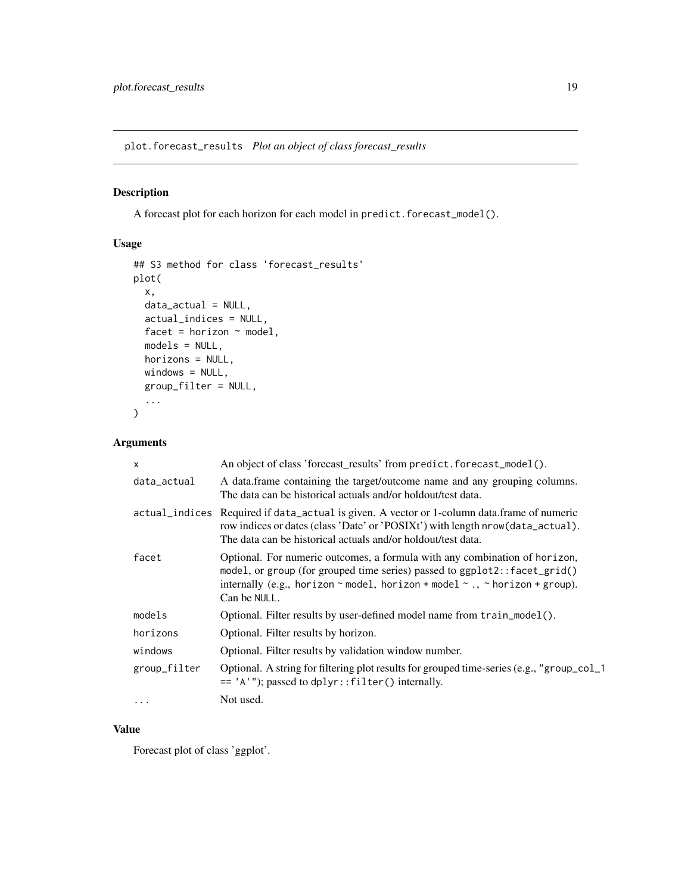## plot.forecast_results *Plot an object of class forecast_results*

### Description

A forecast plot for each horizon for each model in `predict.forecast_model()`.

### Usage

```
## S3 method for class 'forecast_results'
plot(
  x,
  data_actual = NULL,
  actual_indices = NULL,
  facet = horizon ~ model,
  models = NULL,
  horizons = NULL,
  windows = NULL,
  group_filter = NULL,
  ...
)
```

### Arguments

| | |
|---|---|
| `x` | An object of class 'forecast_results' from `predict.forecast_model()`. |
| `data_actual` | A data.frame containing the target/outcome name and any grouping columns. The data can be historical actuals and/or holdout/test data. |
| `actual_indices` | Required if `data_actual` is given. A vector or 1-column data.frame of numeric row indices or dates (class 'Date' or 'POSIXt') with length `nrow(data_actual)`. The data can be historical actuals and/or holdout/test data. |
| `facet` | Optional. For numeric outcomes, a formula with any combination of `horizon`, `model`, or `group` (for grouped time series) passed to `ggplot2::facet_grid()` internally (e.g., `horizon ~ model`, `horizon + model ~ .`, `~ horizon + group`). Can be `NULL`. |
| `models` | Optional. Filter results by user-defined model name from `train_model()`. |
| `horizons` | Optional. Filter results by horizon. |
| `windows` | Optional. Filter results by validation window number. |
| `group_filter` | Optional. A string for filtering plot results for grouped time-series (e.g., `"group_col_1 == 'A'"`); passed to `dplyr::filter()` internally. |
| `...` | Not used. |

### Value

Forecast plot of class 'ggplot'.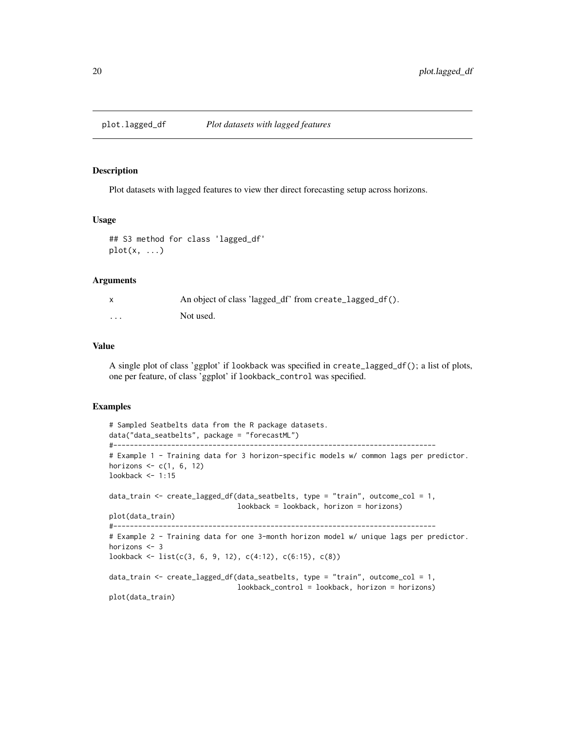# plot.lagged_df *Plot datasets with lagged features*

## Description

Plot datasets with lagged features to view ther direct forecasting setup across horizons.

## Usage

```
## S3 method for class 'lagged_df'
plot(x, ...)
```

## Arguments

| | |
|---|---|
| x | An object of class 'lagged_df' from `create_lagged_df()`. |
| ... | Not used. |

## Value

A single plot of class 'ggplot' if `lookback` was specified in `create_lagged_df()`; a list of plots, one per feature, of class 'ggplot' if `lookback_control` was specified.

## Examples

```
# Sampled Seatbelts data from the R package datasets.
data("data_seatbelts", package = "forecastML")
#------------------------------------------------------------------------------
# Example 1 - Training data for 3 horizon-specific models w/ common lags per predictor.
horizons <- c(1, 6, 12)
lookback <- 1:15

data_train <- create_lagged_df(data_seatbelts, type = "train", outcome_col = 1,
                               lookback = lookback, horizon = horizons)
plot(data_train)
#------------------------------------------------------------------------------
# Example 2 - Training data for one 3-month horizon model w/ unique lags per predictor.
horizons <- 3
lookback <- list(c(3, 6, 9, 12), c(4:12), c(6:15), c(8))

data_train <- create_lagged_df(data_seatbelts, type = "train", outcome_col = 1,
                               lookback_control = lookback, horizon = horizons)
plot(data_train)
```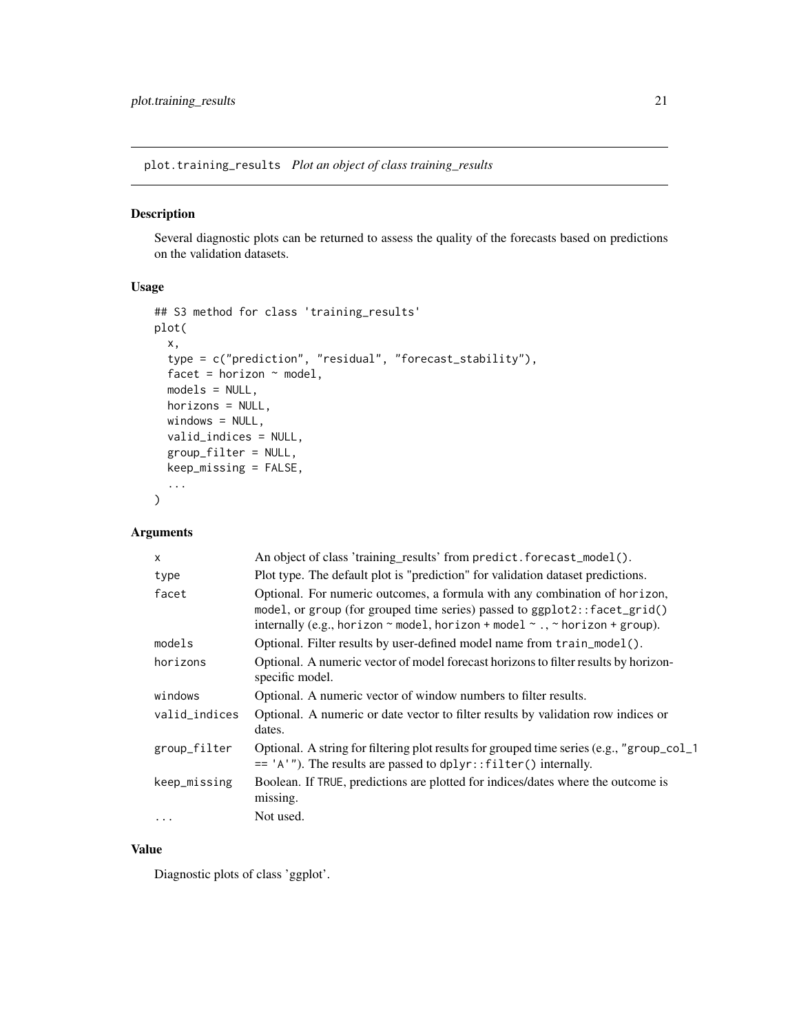## plot.training_results *Plot an object of class training_results*

### Description

Several diagnostic plots can be returned to assess the quality of the forecasts based on predictions on the validation datasets.

### Usage

```
## S3 method for class 'training_results'
plot(
  x,
  type = c("prediction", "residual", "forecast_stability"),
  facet = horizon ~ model,
  models = NULL,
  horizons = NULL,
  windows = NULL,
  valid_indices = NULL,
  group_filter = NULL,
  keep_missing = FALSE,
  ...
)
```

### Arguments

| | |
|---|---|
| `x` | An object of class 'training_results' from `predict.forecast_model()`. |
| `type` | Plot type. The default plot is "prediction" for validation dataset predictions. |
| `facet` | Optional. For numeric outcomes, a formula with any combination of `horizon`, `model`, or `group` (for grouped time series) passed to `ggplot2::facet_grid()` internally (e.g., `horizon ~ model`, `horizon + model ~ .`, `~ horizon + group`). |
| `models` | Optional. Filter results by user-defined model name from `train_model()`. |
| `horizons` | Optional. A numeric vector of model forecast horizons to filter results by horizon-specific model. |
| `windows` | Optional. A numeric vector of window numbers to filter results. |
| `valid_indices` | Optional. A numeric or date vector to filter results by validation row indices or dates. |
| `group_filter` | Optional. A string for filtering plot results for grouped time series (e.g., `"group_col_1 == 'A'"`). The results are passed to `dplyr::filter()` internally. |
| `keep_missing` | Boolean. If `TRUE`, predictions are plotted for indices/dates where the outcome is missing. |
| `...` | Not used. |

### Value

Diagnostic plots of class 'ggplot'.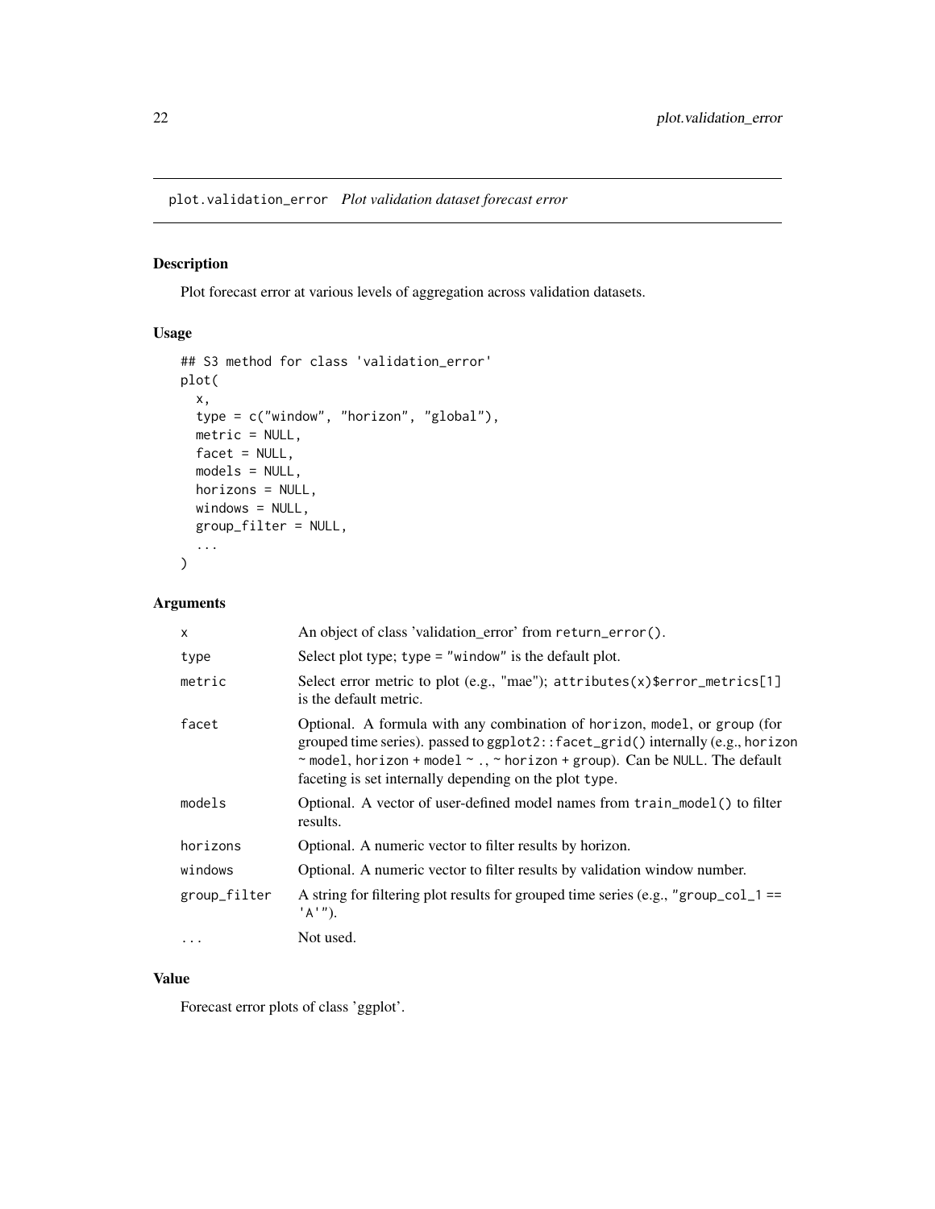# plot.validation_error *Plot validation dataset forecast error*

## Description

Plot forecast error at various levels of aggregation across validation datasets.

## Usage

```
## S3 method for class 'validation_error'
plot(
  x,
  type = c("window", "horizon", "global"),
  metric = NULL,
  facet = NULL,
  models = NULL,
  horizons = NULL,
  windows = NULL,
  group_filter = NULL,
  ...
)
```

## Arguments

| Argument | Description |
|---|---|
| x | An object of class 'validation_error' from `return_error()`. |
| type | Select plot type; `type = "window"` is the default plot. |
| metric | Select error metric to plot (e.g., "mae"); `attributes(x)$error_metrics[1]` is the default metric. |
| facet | Optional. A formula with any combination of `horizon`, `model`, or `group` (for grouped time series). passed to `ggplot2::facet_grid()` internally (e.g., `horizon ~ model`, `horizon + model ~ .`, `~ horizon + group`). Can be `NULL`. The default faceting is set internally depending on the plot `type`. |
| models | Optional. A vector of user-defined model names from `train_model()` to filter results. |
| horizons | Optional. A numeric vector to filter results by horizon. |
| windows | Optional. A numeric vector to filter results by validation window number. |
| group_filter | A string for filtering plot results for grouped time series (e.g., `"group_col_1 == 'A'"`). |
| ... | Not used. |

## Value

Forecast error plots of class 'ggplot'.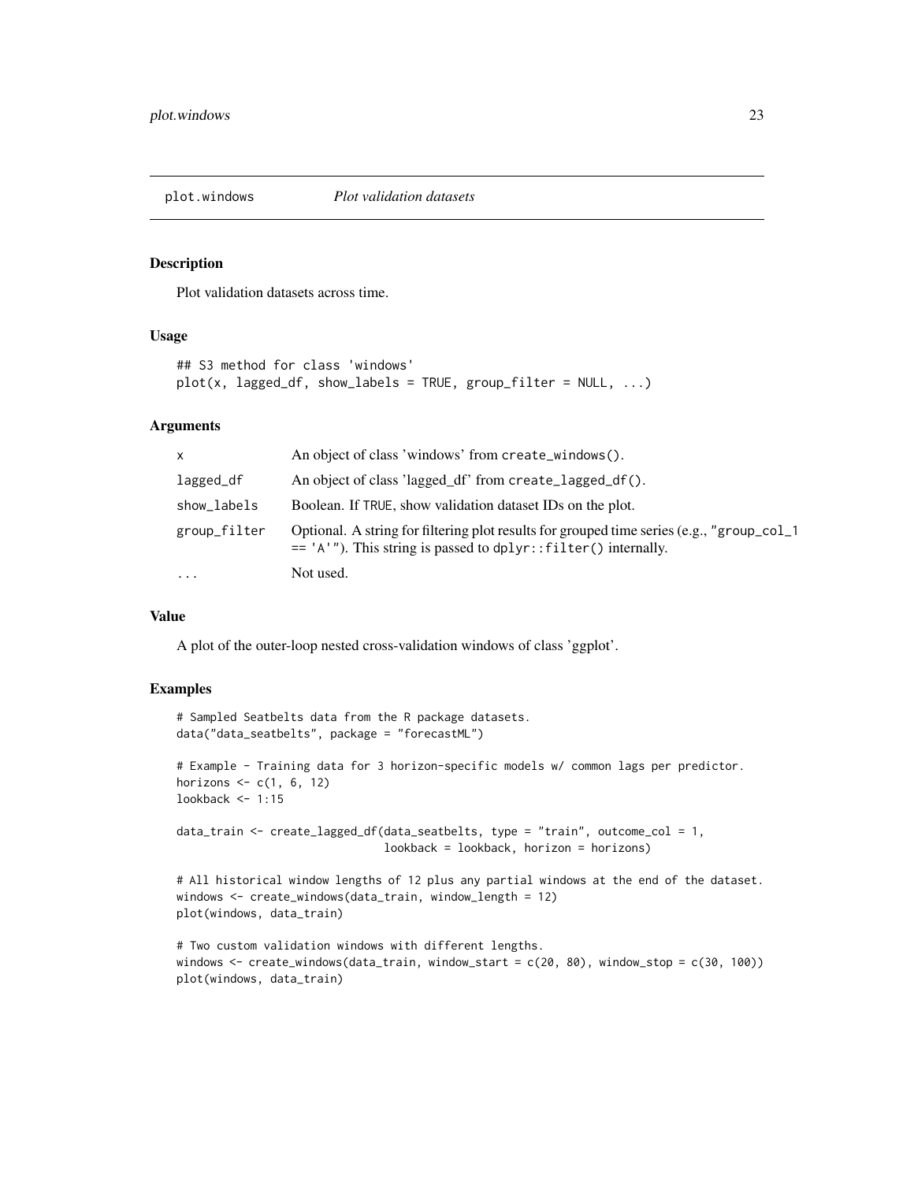## plot.windows — *Plot validation datasets*

### Description

Plot validation datasets across time.

### Usage

```
## S3 method for class 'windows'
plot(x, lagged_df, show_labels = TRUE, group_filter = NULL, ...)
```

### Arguments

| | |
|---|---|
| x | An object of class 'windows' from create_windows(). |
| lagged_df | An object of class 'lagged_df' from create_lagged_df(). |
| show_labels | Boolean. If TRUE, show validation dataset IDs on the plot. |
| group_filter | Optional. A string for filtering plot results for grouped time series (e.g., "group_col_1 == 'A'"). This string is passed to dplyr::filter() internally. |
| ... | Not used. |

### Value

A plot of the outer-loop nested cross-validation windows of class 'ggplot'.

### Examples

```
# Sampled Seatbelts data from the R package datasets.
data("data_seatbelts", package = "forecastML")

# Example - Training data for 3 horizon-specific models w/ common lags per predictor.
horizons <- c(1, 6, 12)
lookback <- 1:15

data_train <- create_lagged_df(data_seatbelts, type = "train", outcome_col = 1,
                               lookback = lookback, horizon = horizons)

# All historical window lengths of 12 plus any partial windows at the end of the dataset.
windows <- create_windows(data_train, window_length = 12)
plot(windows, data_train)

# Two custom validation windows with different lengths.
windows <- create_windows(data_train, window_start = c(20, 80), window_stop = c(30, 100))
plot(windows, data_train)
```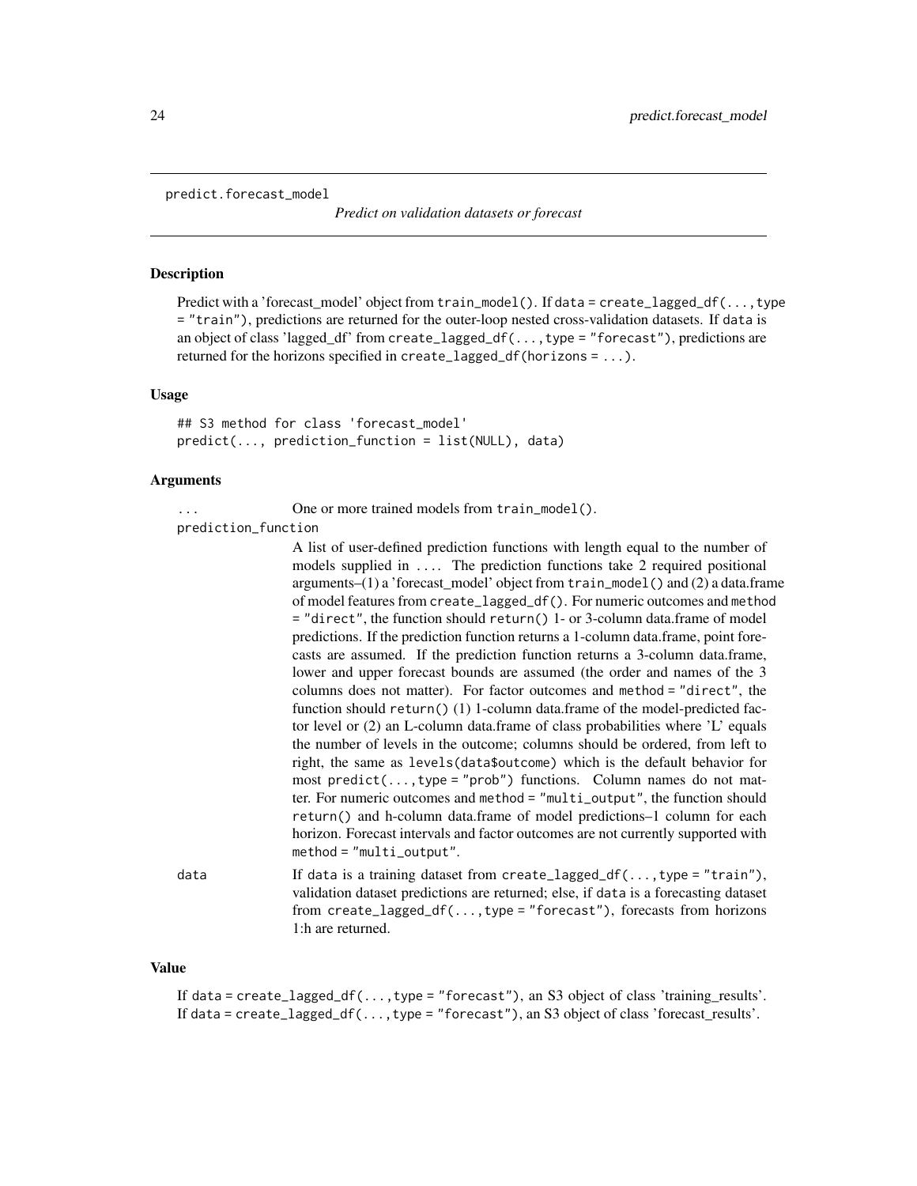predict.forecast_model

*Predict on validation datasets or forecast*

## Description

Predict with a 'forecast_model' object from `train_model()`. If `data = create_lagged_df(...,type = "train")`, predictions are returned for the outer-loop nested cross-validation datasets. If `data` is an object of class 'lagged_df' from `create_lagged_df(...,type = "forecast")`, predictions are returned for the horizons specified in `create_lagged_df(horizons = ...)`.

## Usage

```
## S3 method for class 'forecast_model'
predict(..., prediction_function = list(NULL), data)
```

## Arguments

`...` One or more trained models from `train_model()`.

`prediction_function` A list of user-defined prediction functions with length equal to the number of models supplied in `...`. The prediction functions take 2 required positional arguments–(1) a 'forecast_model' object from `train_model()` and (2) a data.frame of model features from `create_lagged_df()`. For numeric outcomes and `method = "direct"`, the function should `return()` 1- or 3-column data.frame of model predictions. If the prediction function returns a 1-column data.frame, point forecasts are assumed. If the prediction function returns a 3-column data.frame, lower and upper forecast bounds are assumed (the order and names of the 3 columns does not matter). For factor outcomes and `method = "direct"`, the function should `return()` (1) 1-column data.frame of the model-predicted factor level or (2) an L-column data.frame of class probabilities where 'L' equals the number of levels in the outcome; columns should be ordered, from left to right, the same as `levels(data$outcome)` which is the default behavior for most `predict(...,type = "prob")` functions. Column names do not matter. For numeric outcomes and `method = "multi_output"`, the function should `return()` and h-column data.frame of model predictions–1 column for each horizon. Forecast intervals and factor outcomes are not currently supported with `method = "multi_output"`.

`data` If `data` is a training dataset from `create_lagged_df(...,type = "train")`, validation dataset predictions are returned; else, if `data` is a forecasting dataset from `create_lagged_df(...,type = "forecast")`, forecasts from horizons 1:h are returned.

## Value

If `data = create_lagged_df(...,type = "forecast")`, an S3 object of class 'training_results'. If `data = create_lagged_df(...,type = "forecast")`, an S3 object of class 'forecast_results'.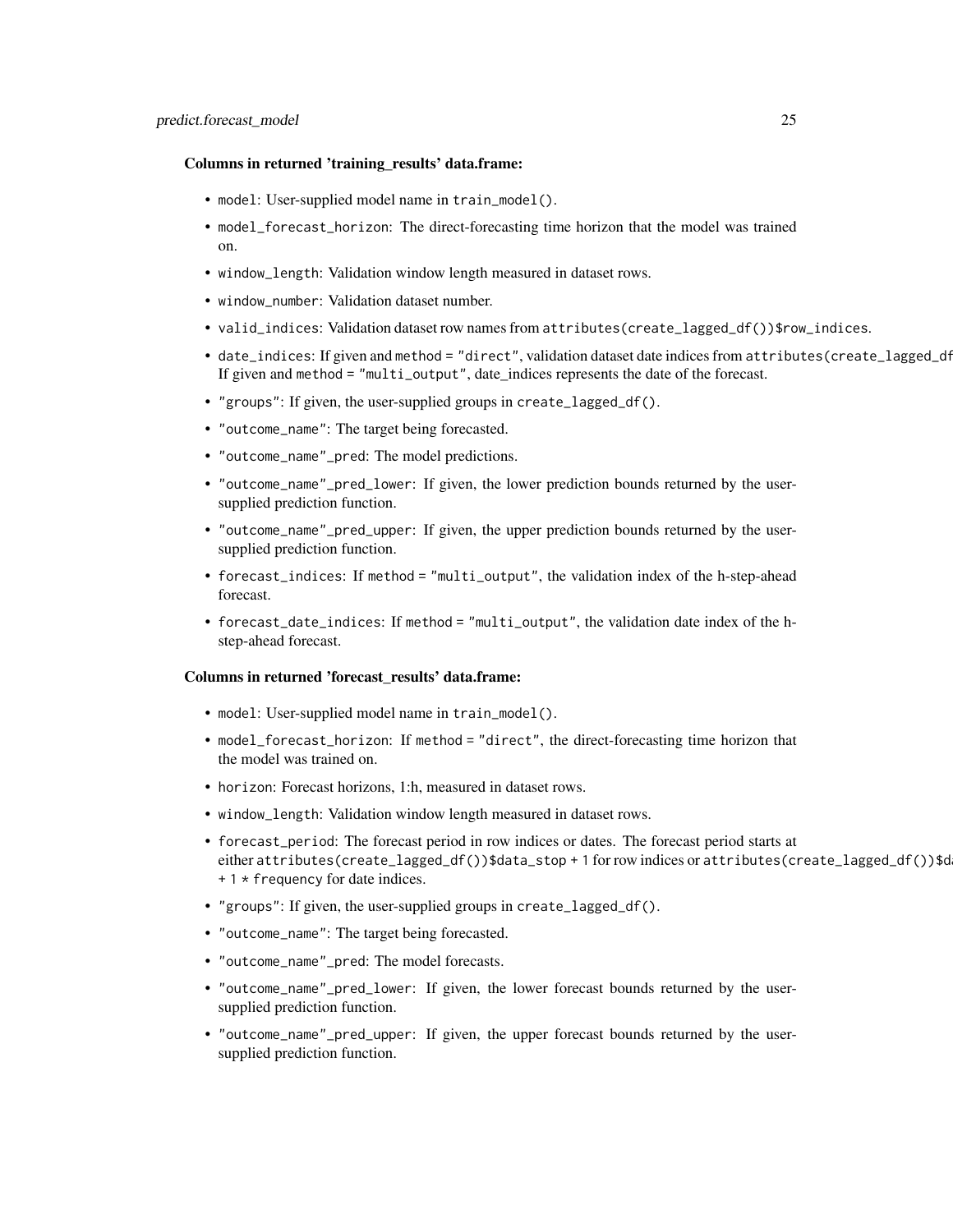**Columns in returned 'training_results' data.frame:**

- `model`: User-supplied model name in `train_model()`.
- `model_forecast_horizon`: The direct-forecasting time horizon that the model was trained on.
- `window_length`: Validation window length measured in dataset rows.
- `window_number`: Validation dataset number.
- `valid_indices`: Validation dataset row names from `attributes(create_lagged_df())$row_indices`.
- `date_indices`: If given and `method = "direct"`, validation dataset date indices from `attributes(create_lagged_df` If given and `method = "multi_output"`, date_indices represents the date of the forecast.
- `"groups"`: If given, the user-supplied groups in `create_lagged_df()`.
- `"outcome_name"`: The target being forecasted.
- `"outcome_name"_pred`: The model predictions.
- `"outcome_name"_pred_lower`: If given, the lower prediction bounds returned by the user-supplied prediction function.
- `"outcome_name"_pred_upper`: If given, the upper prediction bounds returned by the user-supplied prediction function.
- `forecast_indices`: If `method = "multi_output"`, the validation index of the h-step-ahead forecast.
- `forecast_date_indices`: If `method = "multi_output"`, the validation date index of the h-step-ahead forecast.

**Columns in returned 'forecast_results' data.frame:**

- `model`: User-supplied model name in `train_model()`.
- `model_forecast_horizon`: If `method = "direct"`, the direct-forecasting time horizon that the model was trained on.
- `horizon`: Forecast horizons, 1:h, measured in dataset rows.
- `window_length`: Validation window length measured in dataset rows.
- `forecast_period`: The forecast period in row indices or dates. The forecast period starts at either `attributes(create_lagged_df())$data_stop + 1` for row indices or `attributes(create_lagged_df())$d` `+ 1 * frequency` for date indices.
- `"groups"`: If given, the user-supplied groups in `create_lagged_df()`.
- `"outcome_name"`: The target being forecasted.
- `"outcome_name"_pred`: The model forecasts.
- `"outcome_name"_pred_lower`: If given, the lower forecast bounds returned by the user-supplied prediction function.
- `"outcome_name"_pred_upper`: If given, the upper forecast bounds returned by the user-supplied prediction function.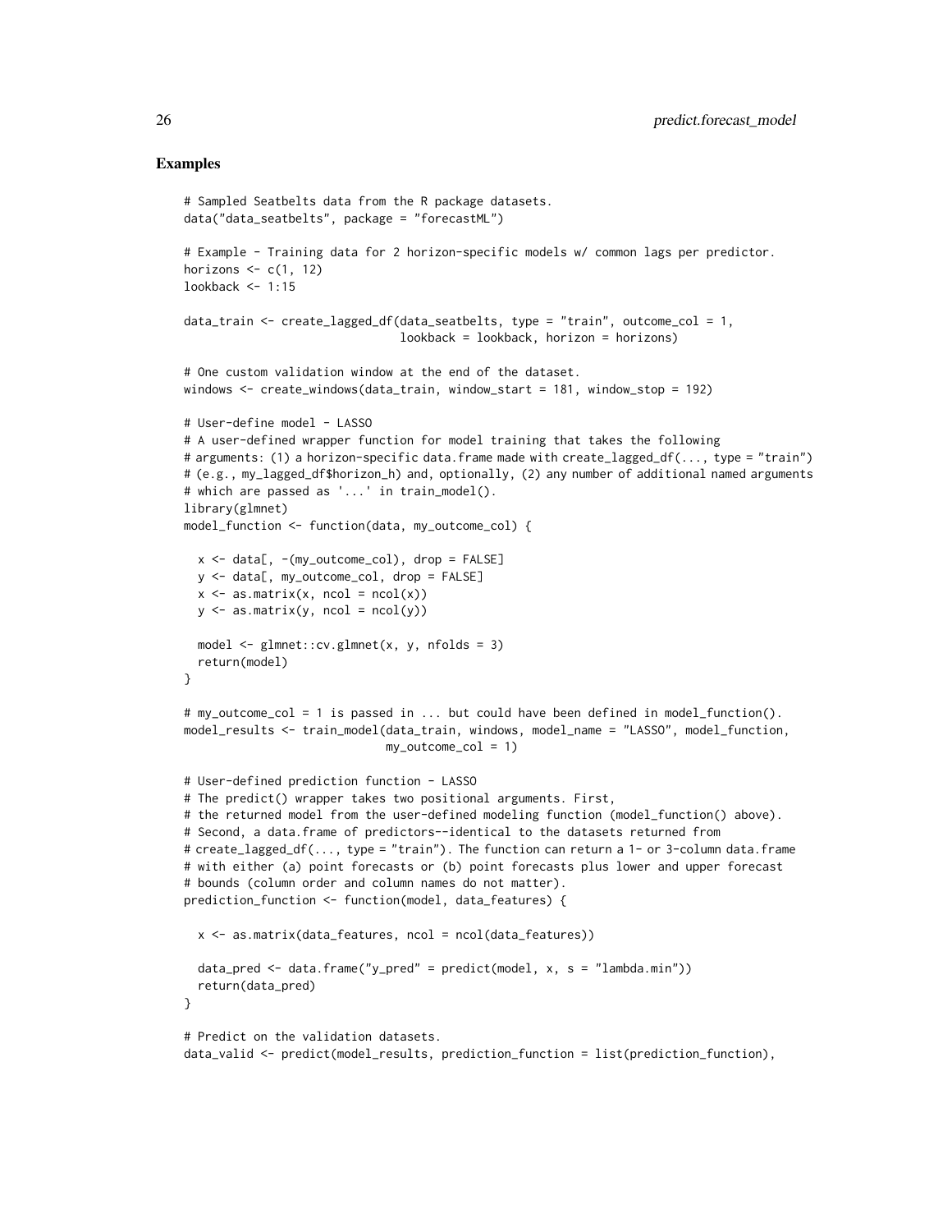## Examples

```
# Sampled Seatbelts data from the R package datasets.
data("data_seatbelts", package = "forecastML")

# Example - Training data for 2 horizon-specific models w/ common lags per predictor.
horizons <- c(1, 12)
lookback <- 1:15

data_train <- create_lagged_df(data_seatbelts, type = "train", outcome_col = 1,
                               lookback = lookback, horizon = horizons)

# One custom validation window at the end of the dataset.
windows <- create_windows(data_train, window_start = 181, window_stop = 192)

# User-define model - LASSO
# A user-defined wrapper function for model training that takes the following
# arguments: (1) a horizon-specific data.frame made with create_lagged_df(..., type = "train")
# (e.g., my_lagged_df$horizon_h) and, optionally, (2) any number of additional named arguments
# which are passed as '...' in train_model().
library(glmnet)
model_function <- function(data, my_outcome_col) {

  x <- data[, -(my_outcome_col), drop = FALSE]
  y <- data[, my_outcome_col, drop = FALSE]
  x <- as.matrix(x, ncol = ncol(x))
  y <- as.matrix(y, ncol = ncol(y))

  model <- glmnet::cv.glmnet(x, y, nfolds = 3)
  return(model)
}

# my_outcome_col = 1 is passed in ... but could have been defined in model_function().
model_results <- train_model(data_train, windows, model_name = "LASSO", model_function,
                             my_outcome_col = 1)

# User-defined prediction function - LASSO
# The predict() wrapper takes two positional arguments. First,
# the returned model from the user-defined modeling function (model_function() above).
# Second, a data.frame of predictors--identical to the datasets returned from
# create_lagged_df(..., type = "train"). The function can return a 1- or 3-column data.frame
# with either (a) point forecasts or (b) point forecasts plus lower and upper forecast
# bounds (column order and column names do not matter).
prediction_function <- function(model, data_features) {

  x <- as.matrix(data_features, ncol = ncol(data_features))

  data_pred <- data.frame("y_pred" = predict(model, x, s = "lambda.min"))
  return(data_pred)
}

# Predict on the validation datasets.
data_valid <- predict(model_results, prediction_function = list(prediction_function),
```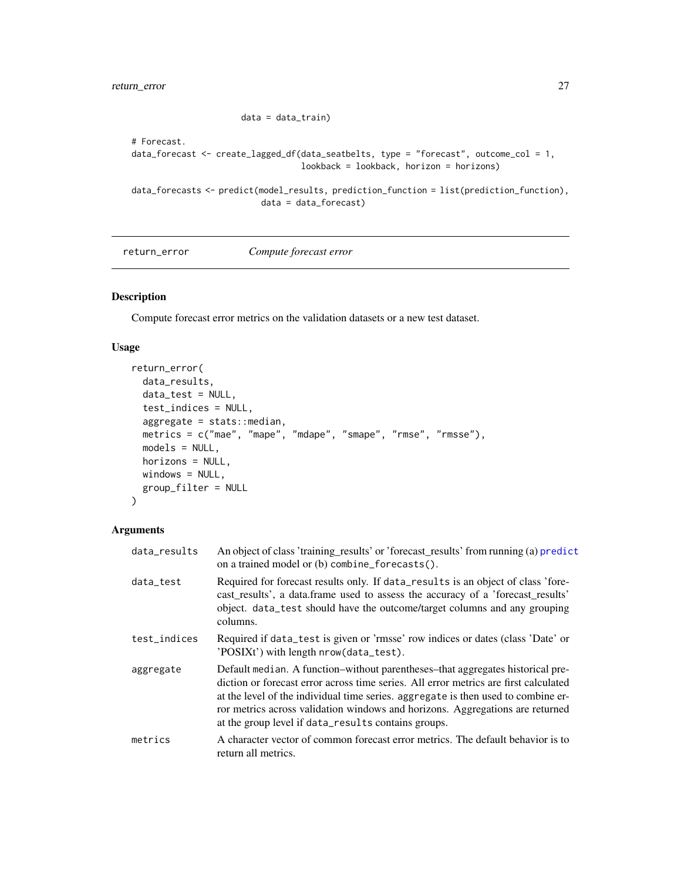```
                         data = data_train)

# Forecast.
data_forecast <- create_lagged_df(data_seatbelts, type = "forecast", outcome_col = 1,
                                  lookback = lookback, horizon = horizons)

data_forecasts <- predict(model_results, prediction_function = list(prediction_function),
                          data = data_forecast)
```

## return_error    *Compute forecast error*

### Description

Compute forecast error metrics on the validation datasets or a new test dataset.

### Usage

```
return_error(
  data_results,
  data_test = NULL,
  test_indices = NULL,
  aggregate = stats::median,
  metrics = c("mae", "mape", "mdape", "smape", "rmse", "rmsse"),
  models = NULL,
  horizons = NULL,
  windows = NULL,
  group_filter = NULL
)
```

### Arguments

| | |
|---|---|
| data_results | An object of class 'training_results' or 'forecast_results' from running (a) predict on a trained model or (b) combine_forecasts(). |
| data_test | Required for forecast results only. If data_results is an object of class 'forecast_results', a data.frame used to assess the accuracy of a 'forecast_results' object. data_test should have the outcome/target columns and any grouping columns. |
| test_indices | Required if data_test is given or 'rmsse' row indices or dates (class 'Date' or 'POSIXt') with length nrow(data_test). |
| aggregate | Default median. A function–without parentheses–that aggregates historical prediction or forecast error across time series. All error metrics are first calculated at the level of the individual time series. aggregate is then used to combine error metrics across validation windows and horizons. Aggregations are returned at the group level if data_results contains groups. |
| metrics | A character vector of common forecast error metrics. The default behavior is to return all metrics. |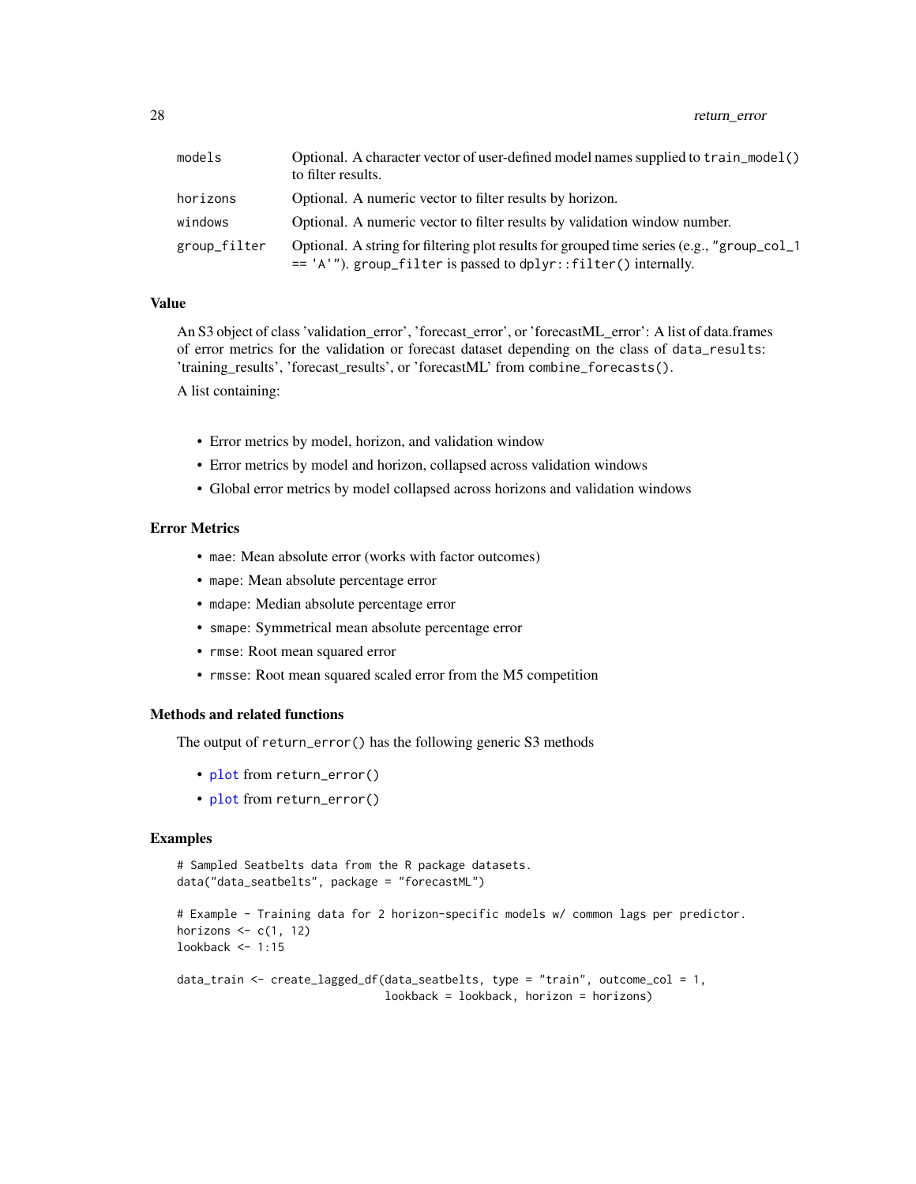| | |
|---|---|
| models | Optional. A character vector of user-defined model names supplied to `train_model()` to filter results. |
| horizons | Optional. A numeric vector to filter results by horizon. |
| windows | Optional. A numeric vector to filter results by validation window number. |
| group_filter | Optional. A string for filtering plot results for grouped time series (e.g., `"group_col_1 == 'A'"`). `group_filter` is passed to `dplyr::filter()` internally. |

### Value

An S3 object of class 'validation_error', 'forecast_error', or 'forecastML_error': A list of data.frames of error metrics for the validation or forecast dataset depending on the class of `data_results`: 'training_results', 'forecast_results', or 'forecastML' from `combine_forecasts()`.

A list containing:

- Error metrics by model, horizon, and validation window
- Error metrics by model and horizon, collapsed across validation windows
- Global error metrics by model collapsed across horizons and validation windows

### Error Metrics

- `mae`: Mean absolute error (works with factor outcomes)
- `mape`: Mean absolute percentage error
- `mdape`: Median absolute percentage error
- `smape`: Symmetrical mean absolute percentage error
- `rmse`: Root mean squared error
- `rmsse`: Root mean squared scaled error from the M5 competition

### Methods and related functions

The output of `return_error()` has the following generic S3 methods

- `plot` from `return_error()`
- `plot` from `return_error()`

### Examples

```
# Sampled Seatbelts data from the R package datasets.
data("data_seatbelts", package = "forecastML")

# Example - Training data for 2 horizon-specific models w/ common lags per predictor.
horizons <- c(1, 12)
lookback <- 1:15

data_train <- create_lagged_df(data_seatbelts, type = "train", outcome_col = 1,
                               lookback = lookback, horizon = horizons)
```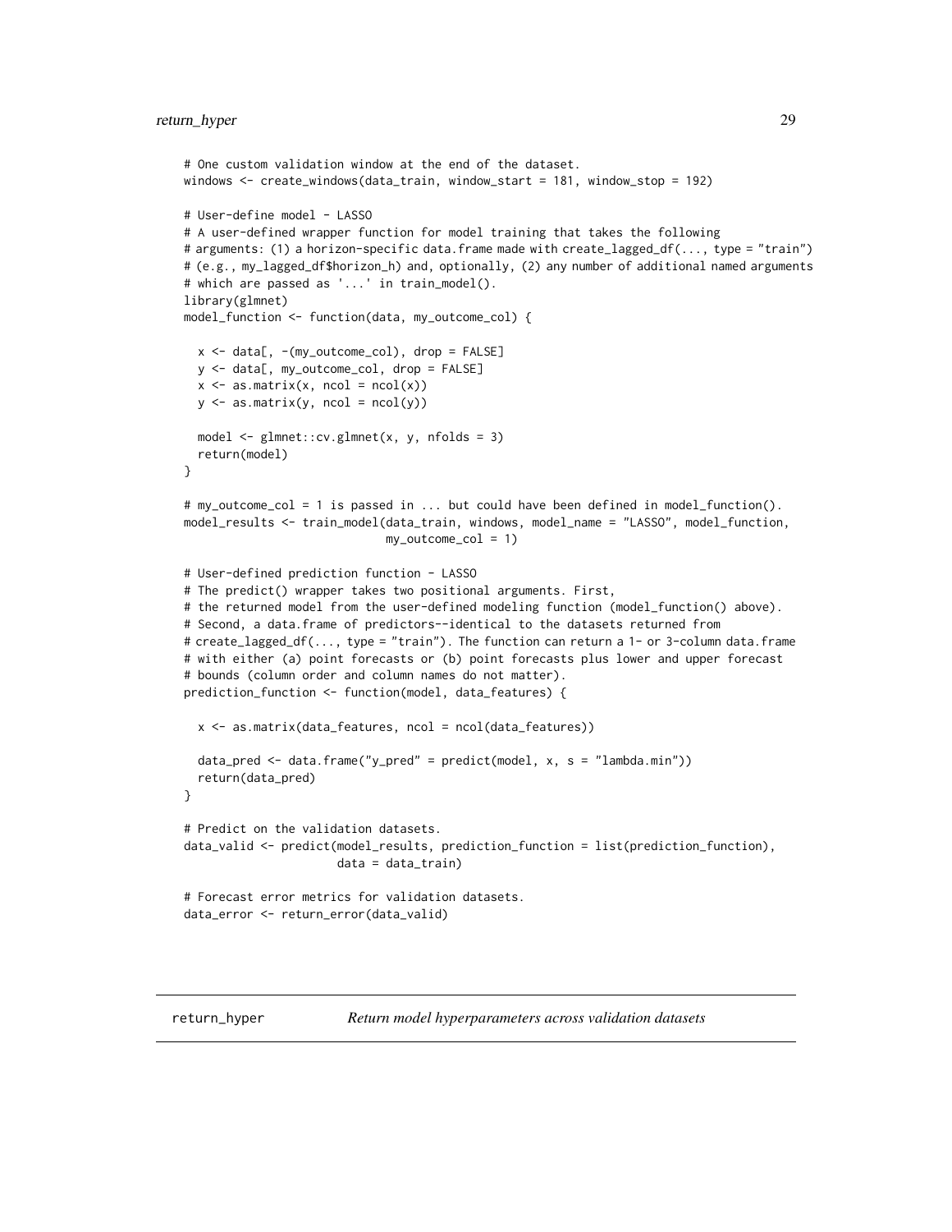```
# One custom validation window at the end of the dataset.
windows <- create_windows(data_train, window_start = 181, window_stop = 192)

# User-define model - LASSO
# A user-defined wrapper function for model training that takes the following
# arguments: (1) a horizon-specific data.frame made with create_lagged_df(..., type = "train")
# (e.g., my_lagged_df$horizon_h) and, optionally, (2) any number of additional named arguments
# which are passed as '...' in train_model().
library(glmnet)
model_function <- function(data, my_outcome_col) {

  x <- data[, -(my_outcome_col), drop = FALSE]
  y <- data[, my_outcome_col, drop = FALSE]
  x <- as.matrix(x, ncol = ncol(x))
  y <- as.matrix(y, ncol = ncol(y))

  model <- glmnet::cv.glmnet(x, y, nfolds = 3)
  return(model)
}

# my_outcome_col = 1 is passed in ... but could have been defined in model_function().
model_results <- train_model(data_train, windows, model_name = "LASSO", model_function,
                             my_outcome_col = 1)

# User-defined prediction function - LASSO
# The predict() wrapper takes two positional arguments. First,
# the returned model from the user-defined modeling function (model_function() above).
# Second, a data.frame of predictors--identical to the datasets returned from
# create_lagged_df(..., type = "train"). The function can return a 1- or 3-column data.frame
# with either (a) point forecasts or (b) point forecasts plus lower and upper forecast
# bounds (column order and column names do not matter).
prediction_function <- function(model, data_features) {

  x <- as.matrix(data_features, ncol = ncol(data_features))

  data_pred <- data.frame("y_pred" = predict(model, x, s = "lambda.min"))
  return(data_pred)
}

# Predict on the validation datasets.
data_valid <- predict(model_results, prediction_function = list(prediction_function),
                      data = data_train)

# Forecast error metrics for validation datasets.
data_error <- return_error(data_valid)
```

## return_hyper    *Return model hyperparameters across validation datasets*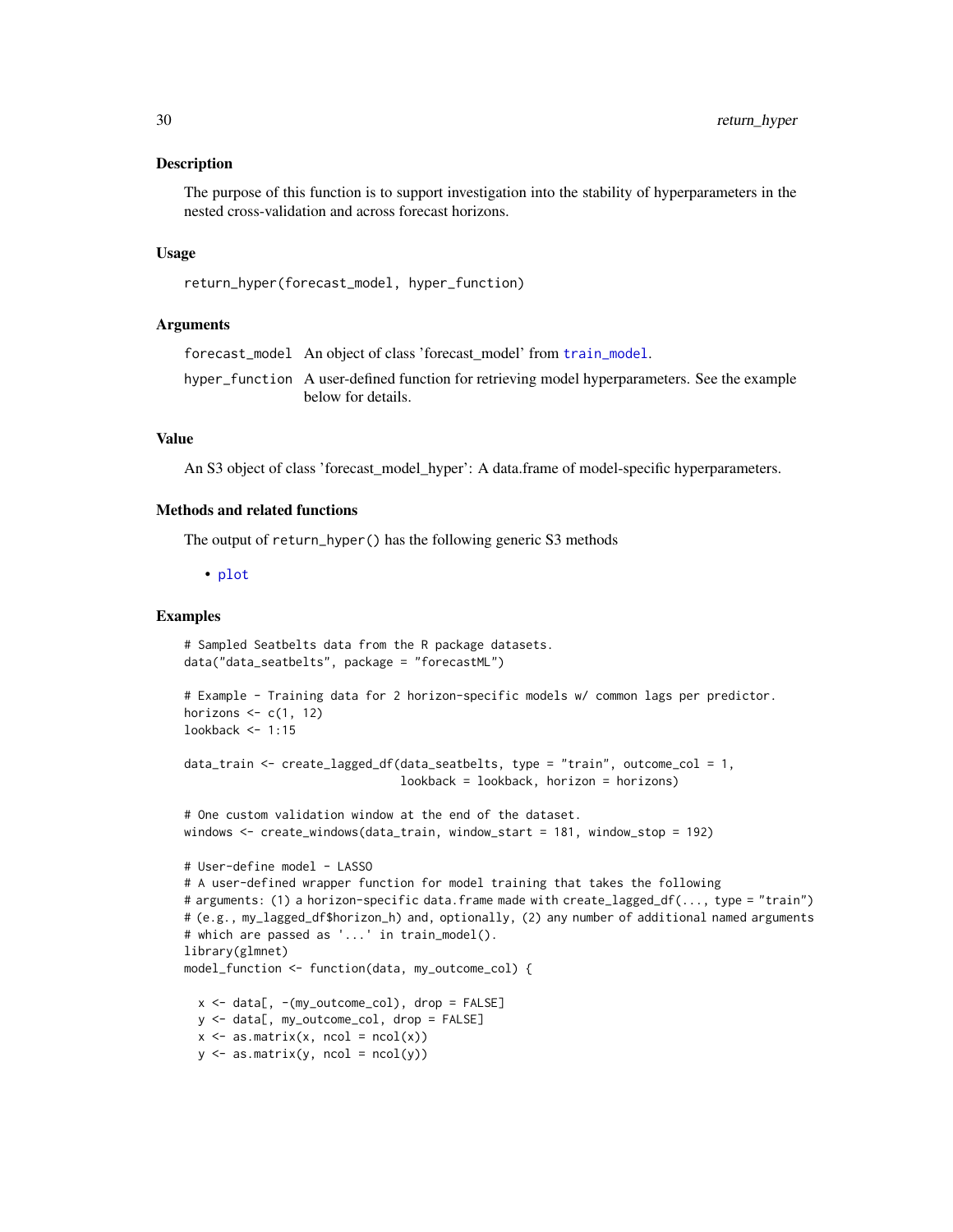## Description

The purpose of this function is to support investigation into the stability of hyperparameters in the nested cross-validation and across forecast horizons.

## Usage

```
return_hyper(forecast_model, hyper_function)
```

## Arguments

| | |
|---|---|
| forecast_model | An object of class 'forecast_model' from train_model. |
| hyper_function | A user-defined function for retrieving model hyperparameters. See the example below for details. |

## Value

An S3 object of class 'forecast_model_hyper': A data.frame of model-specific hyperparameters.

## Methods and related functions

The output of `return_hyper()` has the following generic S3 methods

- plot

## Examples

```
# Sampled Seatbelts data from the R package datasets.
data("data_seatbelts", package = "forecastML")

# Example - Training data for 2 horizon-specific models w/ common lags per predictor.
horizons <- c(1, 12)
lookback <- 1:15

data_train <- create_lagged_df(data_seatbelts, type = "train", outcome_col = 1,
                               lookback = lookback, horizon = horizons)

# One custom validation window at the end of the dataset.
windows <- create_windows(data_train, window_start = 181, window_stop = 192)

# User-define model - LASSO
# A user-defined wrapper function for model training that takes the following
# arguments: (1) a horizon-specific data.frame made with create_lagged_df(..., type = "train")
# (e.g., my_lagged_df$horizon_h) and, optionally, (2) any number of additional named arguments
# which are passed as '...' in train_model().
library(glmnet)
model_function <- function(data, my_outcome_col) {

  x <- data[, -(my_outcome_col), drop = FALSE]
  y <- data[, my_outcome_col, drop = FALSE]
  x <- as.matrix(x, ncol = ncol(x))
  y <- as.matrix(y, ncol = ncol(y))
```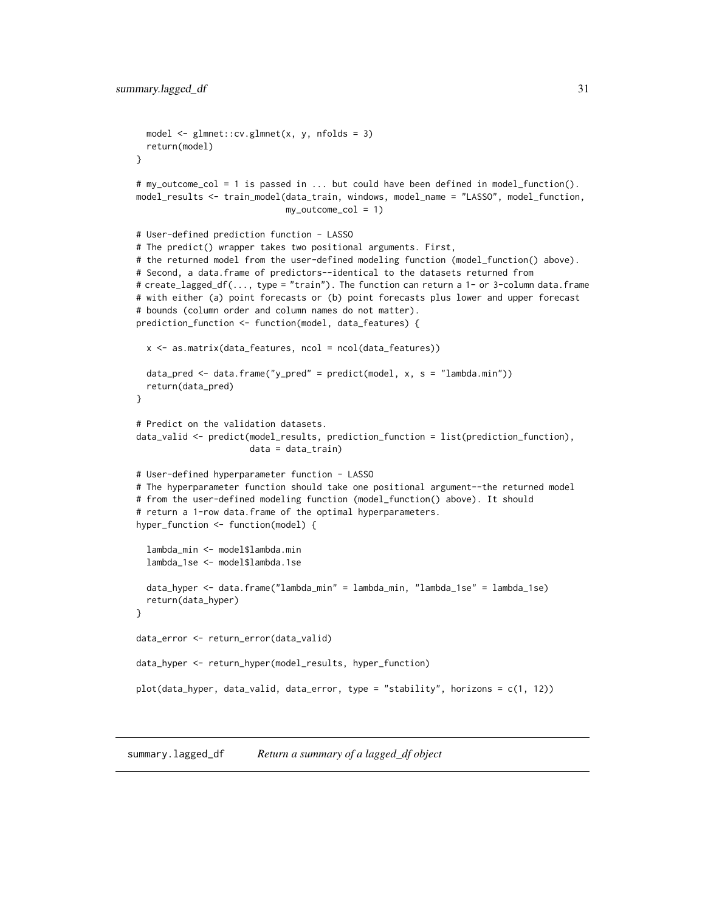```
  model <- glmnet::cv.glmnet(x, y, nfolds = 3)
  return(model)
}

# my_outcome_col = 1 is passed in ... but could have been defined in model_function().
model_results <- train_model(data_train, windows, model_name = "LASSO", model_function,
                             my_outcome_col = 1)

# User-defined prediction function - LASSO
# The predict() wrapper takes two positional arguments. First,
# the returned model from the user-defined modeling function (model_function() above).
# Second, a data.frame of predictors--identical to the datasets returned from
# create_lagged_df(..., type = "train"). The function can return a 1- or 3-column data.frame
# with either (a) point forecasts or (b) point forecasts plus lower and upper forecast
# bounds (column order and column names do not matter).
prediction_function <- function(model, data_features) {

  x <- as.matrix(data_features, ncol = ncol(data_features))

  data_pred <- data.frame("y_pred" = predict(model, x, s = "lambda.min"))
  return(data_pred)
}

# Predict on the validation datasets.
data_valid <- predict(model_results, prediction_function = list(prediction_function),
                      data = data_train)

# User-defined hyperparameter function - LASSO
# The hyperparameter function should take one positional argument--the returned model
# from the user-defined modeling function (model_function() above). It should
# return a 1-row data.frame of the optimal hyperparameters.
hyper_function <- function(model) {

  lambda_min <- model$lambda.min
  lambda_1se <- model$lambda.1se

  data_hyper <- data.frame("lambda_min" = lambda_min, "lambda_1se" = lambda_1se)
  return(data_hyper)
}

data_error <- return_error(data_valid)

data_hyper <- return_hyper(model_results, hyper_function)

plot(data_hyper, data_valid, data_error, type = "stability", horizons = c(1, 12))
```

## summary.lagged_df *Return a summary of a lagged_df object*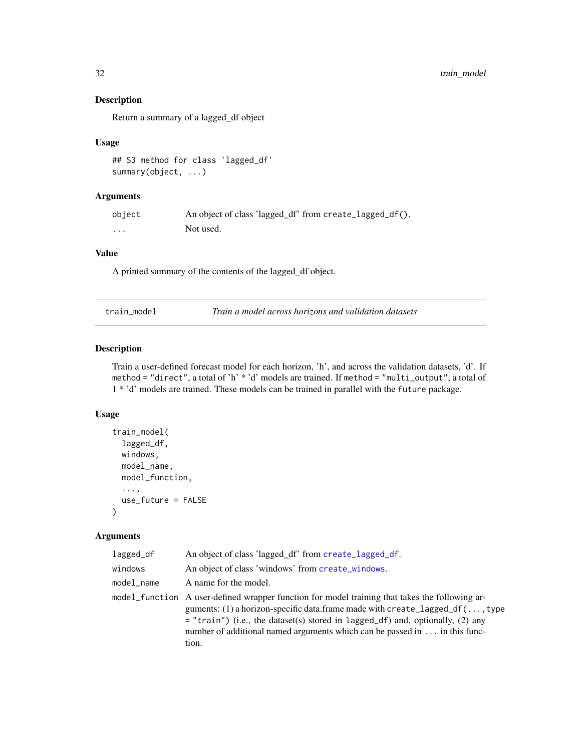### Description

Return a summary of a lagged_df object

### Usage

```
## S3 method for class 'lagged_df'
summary(object, ...)
```

### Arguments

| | |
|---|---|
| object | An object of class 'lagged_df' from `create_lagged_df()`. |
| ... | Not used. |

### Value

A printed summary of the contents of the lagged_df object.

---

## train_model — *Train a model across horizons and validation datasets*

### Description

Train a user-defined forecast model for each horizon, 'h', and across the validation datasets, 'd'. If `method = "direct"`, a total of 'h' * 'd' models are trained. If `method = "multi_output"`, a total of 1 * 'd' models are trained. These models can be trained in parallel with the `future` package.

### Usage

```
train_model(
  lagged_df,
  windows,
  model_name,
  model_function,
  ...,
  use_future = FALSE
)
```

### Arguments

| | |
|---|---|
| lagged_df | An object of class 'lagged_df' from `create_lagged_df`. |
| windows | An object of class 'windows' from `create_windows`. |
| model_name | A name for the model. |
| model_function | A user-defined wrapper function for model training that takes the following arguments: (1) a horizon-specific data.frame made with `create_lagged_df(..., type = "train")` (i.e., the dataset(s) stored in `lagged_df`) and, optionally, (2) any number of additional named arguments which can be passed in `...` in this function. |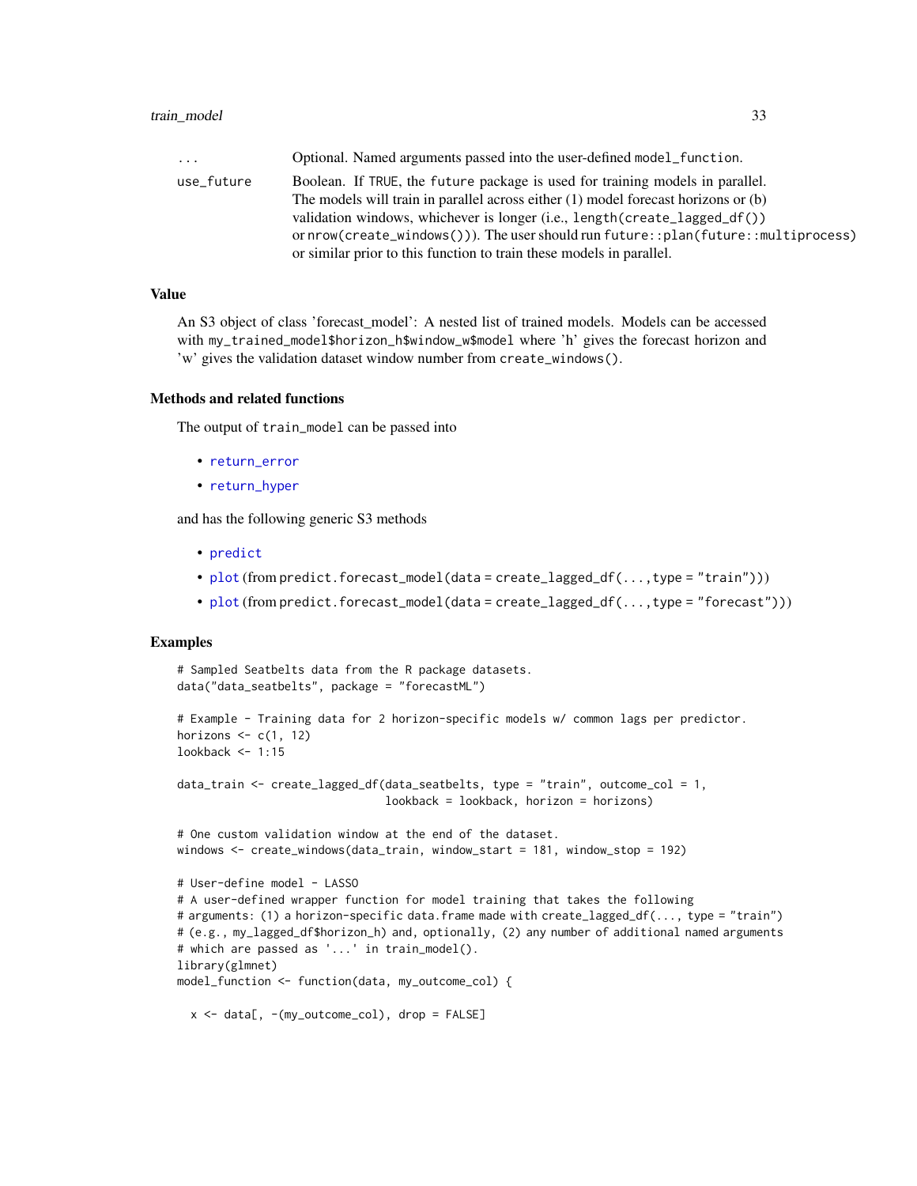| | |
|---|---|
| ... | Optional. Named arguments passed into the user-defined `model_function`. |
| use_future | Boolean. If `TRUE`, the `future` package is used for training models in parallel. The models will train in parallel across either (1) model forecast horizons or (b) validation windows, whichever is longer (i.e., `length(create_lagged_df())` or `nrow(create_windows())`). The user should run `future::plan(future::multiprocess)` or similar prior to this function to train these models in parallel. |

### Value

An S3 object of class 'forecast_model': A nested list of trained models. Models can be accessed with `my_trained_model$horizon_h$window_w$model` where 'h' gives the forecast horizon and 'w' gives the validation dataset window number from `create_windows()`.

### Methods and related functions

The output of `train_model` can be passed into

- `return_error`
- `return_hyper`

and has the following generic S3 methods

- `predict`
- `plot` (from `predict.forecast_model(data = create_lagged_df(...,type = "train"))`)
- `plot` (from `predict.forecast_model(data = create_lagged_df(...,type = "forecast"))`)

### Examples

```
# Sampled Seatbelts data from the R package datasets.
data("data_seatbelts", package = "forecastML")

# Example - Training data for 2 horizon-specific models w/ common lags per predictor.
horizons <- c(1, 12)
lookback <- 1:15

data_train <- create_lagged_df(data_seatbelts, type = "train", outcome_col = 1,
                               lookback = lookback, horizon = horizons)

# One custom validation window at the end of the dataset.
windows <- create_windows(data_train, window_start = 181, window_stop = 192)

# User-define model - LASSO
# A user-defined wrapper function for model training that takes the following
# arguments: (1) a horizon-specific data.frame made with create_lagged_df(..., type = "train")
# (e.g., my_lagged_df$horizon_h) and, optionally, (2) any number of additional named arguments
# which are passed as '...' in train_model().
library(glmnet)
model_function <- function(data, my_outcome_col) {

  x <- data[, -(my_outcome_col), drop = FALSE]
```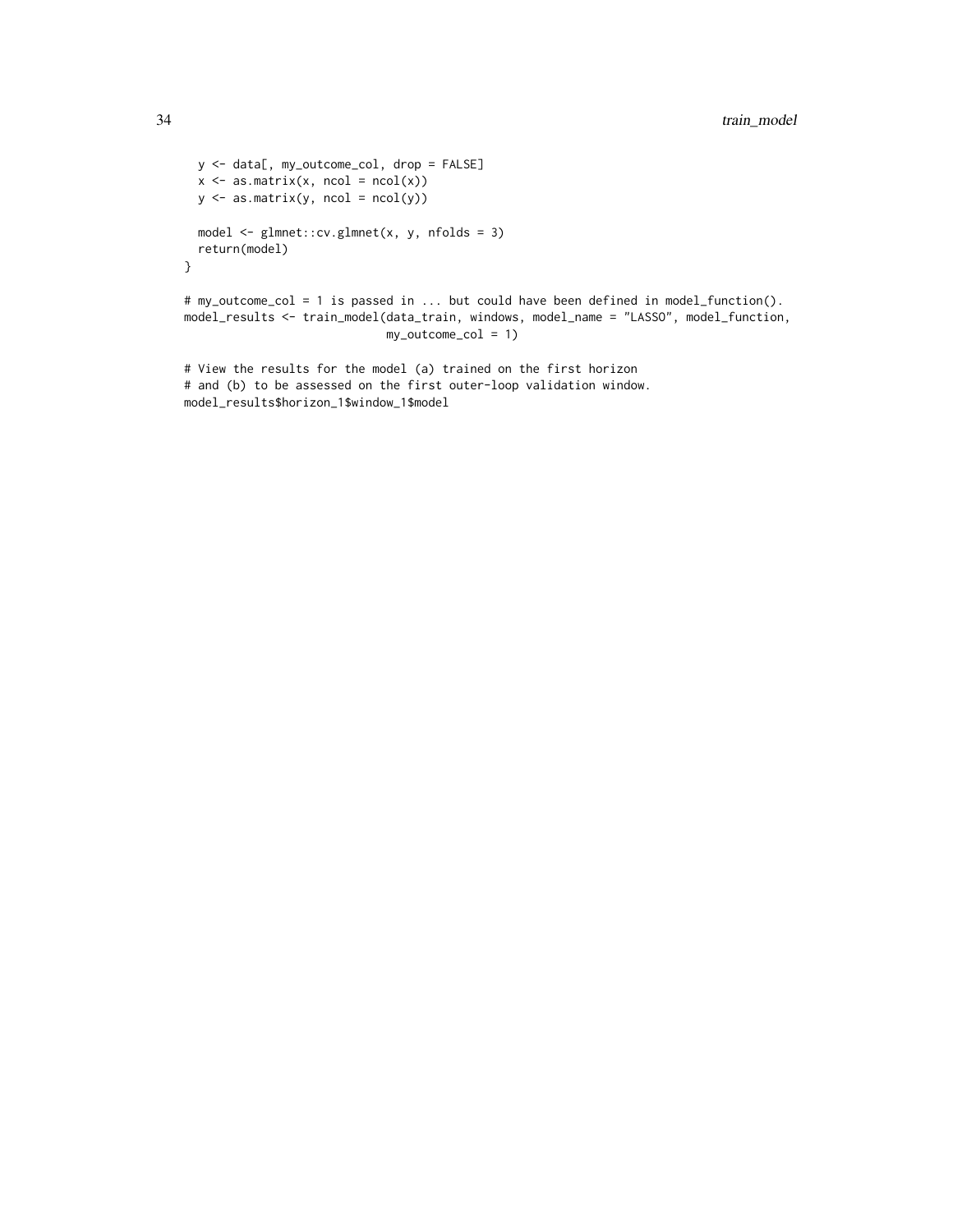```
  y <- data[, my_outcome_col, drop = FALSE]
  x <- as.matrix(x, ncol = ncol(x))
  y <- as.matrix(y, ncol = ncol(y))

  model <- glmnet::cv.glmnet(x, y, nfolds = 3)
  return(model)
}

# my_outcome_col = 1 is passed in ... but could have been defined in model_function().
model_results <- train_model(data_train, windows, model_name = "LASSO", model_function,
                             my_outcome_col = 1)

# View the results for the model (a) trained on the first horizon
# and (b) to be assessed on the first outer-loop validation window.
model_results$horizon_1$window_1$model
```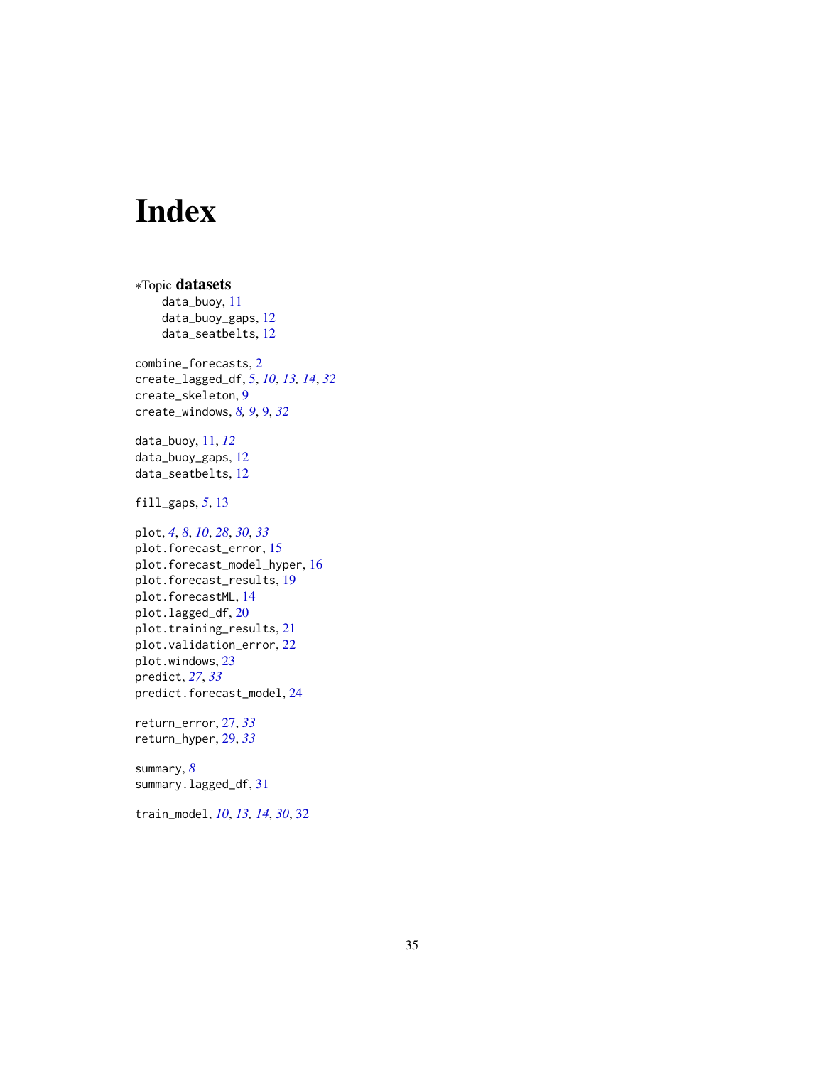# Index

∗Topic **datasets**

data_buoy, 11
data_buoy_gaps, 12
data_seatbelts, 12

combine_forecasts, 2
create_lagged_df, 5, *10*, *13, 14*, *32*
create_skeleton, 9
create_windows, *8, 9*, 9, *32*

data_buoy, 11, *12*
data_buoy_gaps, 12
data_seatbelts, 12

fill_gaps, *5*, 13

plot, *4*, *8*, *10*, *28*, *30*, *33*
plot.forecast_error, 15
plot.forecast_model_hyper, 16
plot.forecast_results, 19
plot.forecastML, 14
plot.lagged_df, 20
plot.training_results, 21
plot.validation_error, 22
plot.windows, 23
predict, *27*, *33*
predict.forecast_model, 24

return_error, 27, *33*
return_hyper, 29, *33*

summary, *8*
summary.lagged_df, 31

train_model, *10*, *13, 14*, *30*, 32